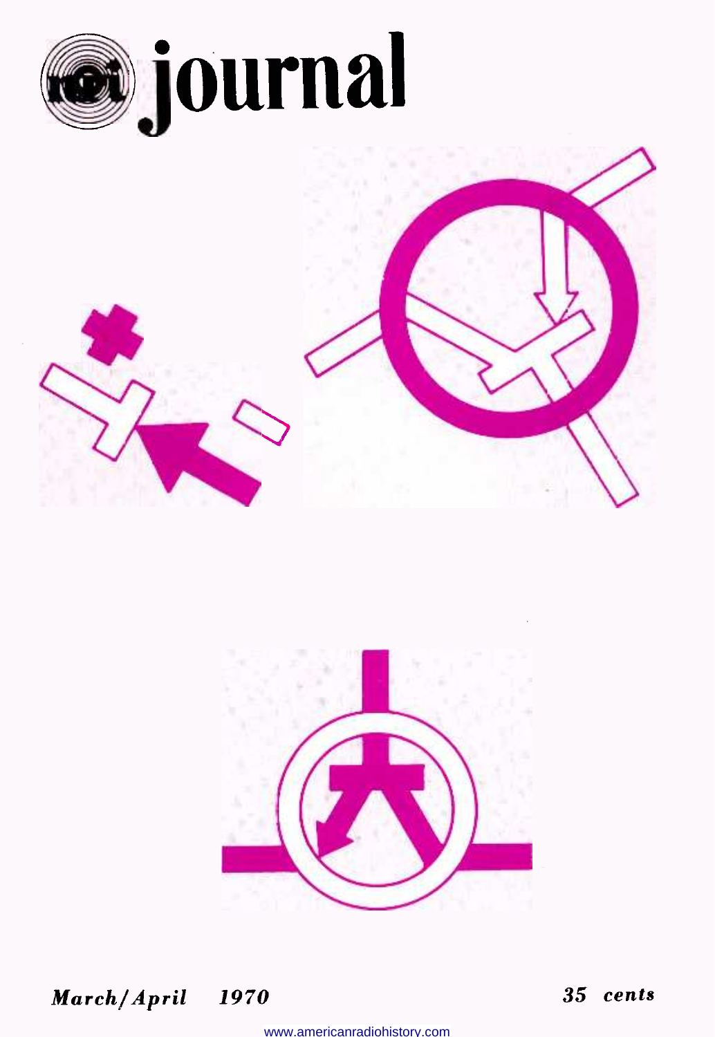# journal

*March/April 1970*

*35 cents*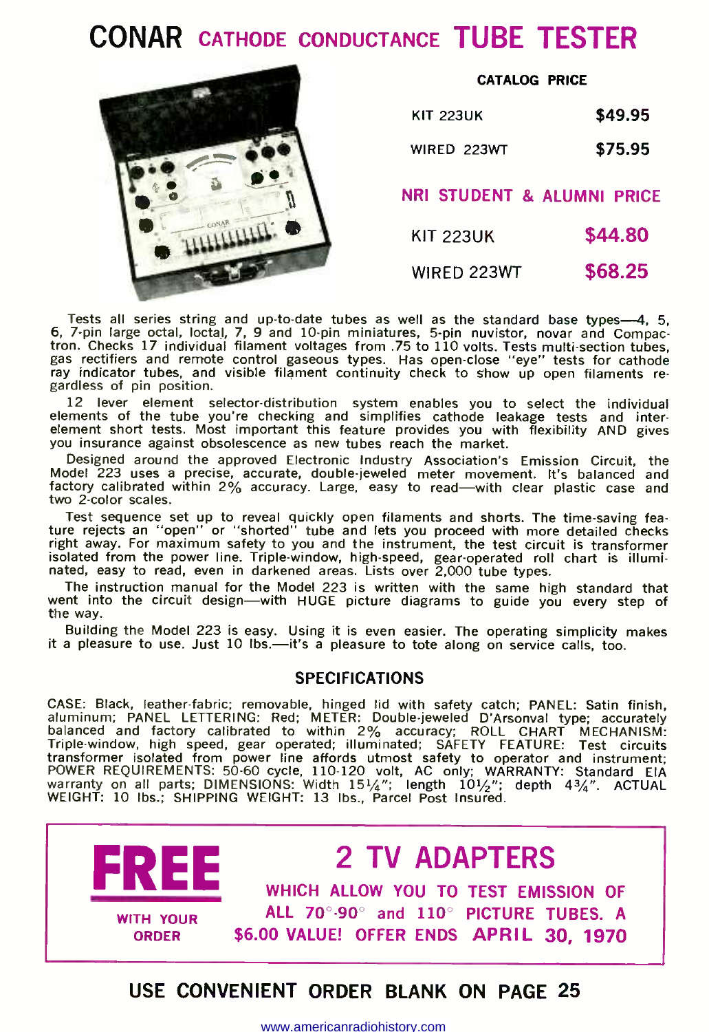# CONAR CATHODE CONDUCTANCE TUBE TESTER

| CATALOG PRICE | |
|---|---|
| KIT 223UK | $49.95 |
| WIRED 223WT | $75.95 |

| NRI STUDENT & ALUMNI PRICE | |
|---|---|
| KIT 223UK | $44.80 |
| WIRED 223WT | $68.25 |

Tests all series string and up-to-date tubes as well as the standard base types—4, 5, 6, 7-pin large octal, loctal, 7, 9 and 10-pin miniatures, 5-pin nuvistor, novar and Compactron. Checks 17 individual filament voltages from .75 to 110 volts. Tests multi-section tubes, gas rectifiers and remote control gaseous types. Has open-close "eye" tests for cathode ray indicator tubes, and visible filament continuity check to show up open filaments regardless of pin position.

12 lever element selector-distribution system enables you to select the individual elements of the tube you're checking and simplifies cathode leakage tests and inter-element short tests. Most important this feature provides you with flexibility AND gives you insurance against obsolescence as new tubes reach the market.

Designed around the approved Electronic Industry Association's Emission Circuit, the Model 223 uses a precise, accurate, double-jeweled meter movement. It's balanced and factory calibrated within 2% accuracy. Large, easy to read—with clear plastic case and two 2-color scales.

Test sequence set up to reveal quickly open filaments and shorts. The time-saving feature rejects an "open" or "shorted" tube and lets you proceed with more detailed checks right away. For maximum safety to you and the instrument, the test circuit is transformer isolated from the power line. Triple-window, high-speed, gear-operated roll chart is illuminated, easy to read, even in darkened areas. Lists over 2,000 tube types.

The instruction manual for the Model 223 is written with the same high standard that went into the circuit design—with HUGE picture diagrams to guide you every step of the way.

Building the Model 223 is easy. Using it is even easier. The operating simplicity makes it a pleasure to use. Just 10 lbs.—it's a pleasure to tote along on service calls, too.

## SPECIFICATIONS

CASE: Black, leather-fabric; removable, hinged lid with safety catch; PANEL: Satin finish, aluminum; PANEL LETTERING: Red; METER: Double-jeweled D'Arsonval type; accurately balanced and factory calibrated to within 2% accuracy; ROLL CHART MECHANISM: Triple-window, high speed, gear operated; illuminated; SAFETY FEATURE: Test circuits transformer isolated from power line affords utmost safety to operator and instrument; POWER REQUIREMENTS: 50-60 cycle, 110-120 volt, AC only; WARRANTY: Standard EIA warranty on all parts; DIMENSIONS: Width 15¼"; length 10½"; depth 4¾". ACTUAL WEIGHT: 10 lbs.; SHIPPING WEIGHT: 13 lbs., Parcel Post Insured.

**FREE** WITH YOUR ORDER

## 2 TV ADAPTERS

WHICH ALLOW YOU TO TEST EMISSION OF ALL 70°-90° and 110° PICTURE TUBES. A $6.00 VALUE! OFFER ENDS APRIL 30, 1970

**USE CONVENIENT ORDER BLANK ON PAGE 25**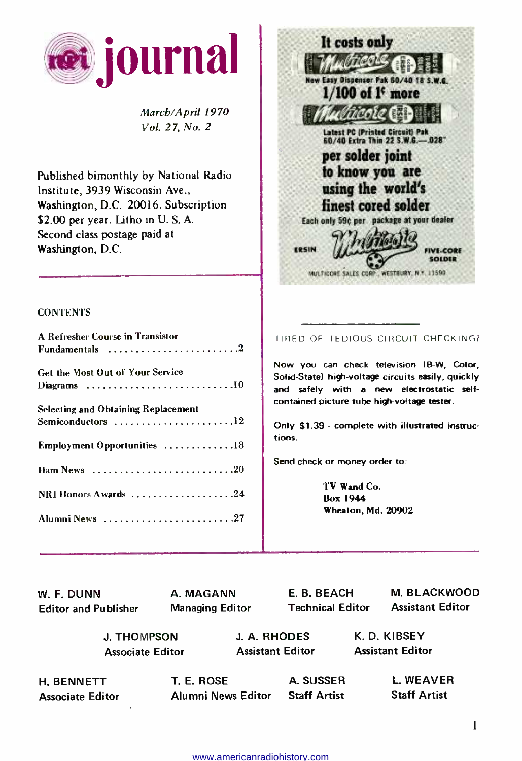# nri journal

*March/April 1970*
*Vol. 27, No. 2*

Published bimonthly by National Radio Institute, 3939 Wisconsin Ave., Washington, D.C. 20016. Subscription $2.00 per year. Litho in U. S. A. Second class postage paid at Washington, D.C.

## CONTENTS

| | |
|---|---|
| A Refresher Course in Transistor Fundamentals | 2 |
| Get the Most Out of Your Service Diagrams | 10 |
| Selecting and Obtaining Replacement Semiconductors | 12 |
| Employment Opportunities | 18 |
| Ham News | 20 |
| NRI Honors Awards | 24 |
| Alumni News | 27 |

It costs only

Multicore — New Easy Dispenser Pak 60/40 18 S.W.G.

**1/100 of 1¢ more**

Multicore — Latest PC (Printed Circuit) Pak 60/40 Extra Thin 22 S.W.G.—.028"

**per solder joint to know you are using the world's finest cored solder**

Each only 59¢ per package at your dealer

ERSIN Multicore FIVE-CORE SOLDER

MULTICORE SALES CORP., WESTBURY, N.Y. 11590

---

TIRED OF TEDIOUS CIRCUIT CHECKING?

Now you can check television (B-W, Color, Solid-State) high-voltage circuits easily, quickly and safely with a new electrostatic self-contained picture tube high-voltage tester.

Only $1.39 - complete with illustrated instructions.

Send check or money order to:

**TV Wand Co.**
**Box 1944**
**Wheaton, Md. 20902**

---

W. F. DUNN — Editor and Publisher
A. MAGANN — Managing Editor
E. B. BEACH — Technical Editor
M. BLACKWOOD — Assistant Editor
J. THOMPSON — Associate Editor
J. A. RHODES — Assistant Editor
K. D. KIBSEY — Assistant Editor
H. BENNETT — Associate Editor
T. E. ROSE — Alumni News Editor
A. SUSSER — Staff Artist
L. WEAVER — Staff Artist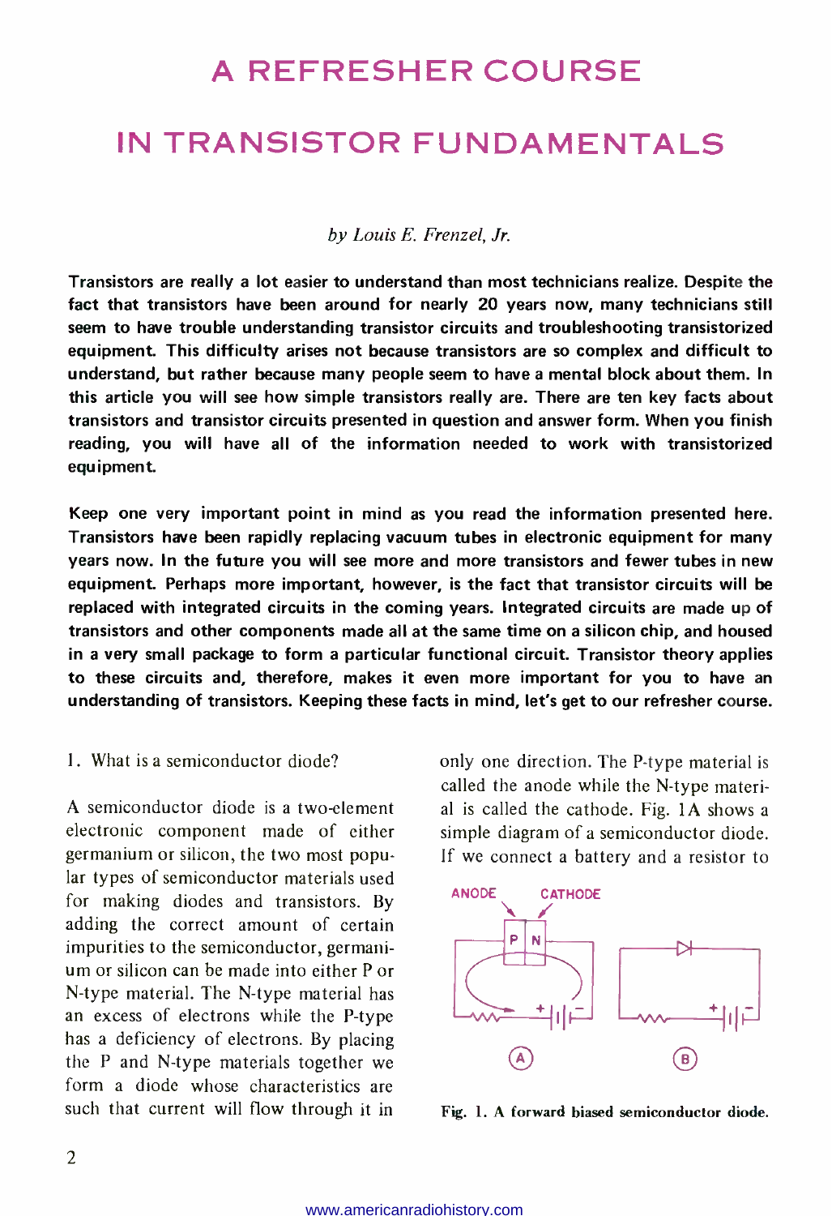# A REFRESHER COURSE

# IN TRANSISTOR FUNDAMENTALS

*by Louis E. Frenzel, Jr.*

**Transistors are really a lot easier to understand than most technicians realize. Despite the fact that transistors have been around for nearly 20 years now, many technicians still seem to have trouble understanding transistor circuits and troubleshooting transistorized equipment. This difficulty arises not because transistors are so complex and difficult to understand, but rather because many people seem to have a mental block about them. In this article you will see how simple transistors really are. There are ten key facts about transistors and transistor circuits presented in question and answer form. When you finish reading, you will have all of the information needed to work with transistorized equipment.**

**Keep one very important point in mind as you read the information presented here. Transistors have been rapidly replacing vacuum tubes in electronic equipment for many years now. In the future you will see more and more transistors and fewer tubes in new equipment. Perhaps more important, however, is the fact that transistor circuits will be replaced with integrated circuits in the coming years. Integrated circuits are made up of transistors and other components made all at the same time on a silicon chip, and housed in a very small package to form a particular functional circuit. Transistor theory applies to these circuits and, therefore, makes it even more important for you to have an understanding of transistors. Keeping these facts in mind, let's get to our refresher course.**

1. What is a semiconductor diode?

A semiconductor diode is a two-element electronic component made of either germanium or silicon, the two most popular types of semiconductor materials used for making diodes and transistors. By adding the correct amount of certain impurities to the semiconductor, germanium or silicon can be made into either P or N-type material. The N-type material has an excess of electrons while the P-type has a deficiency of electrons. By placing the P and N-type materials together we form a diode whose characteristics are such that current will flow through it in only one direction. The P-type material is called the anode while the N-type material is called the cathode. Fig. 1A shows a simple diagram of a semiconductor diode. If we connect a battery and a resistor to

**Fig. 1. A forward biased semiconductor diode.**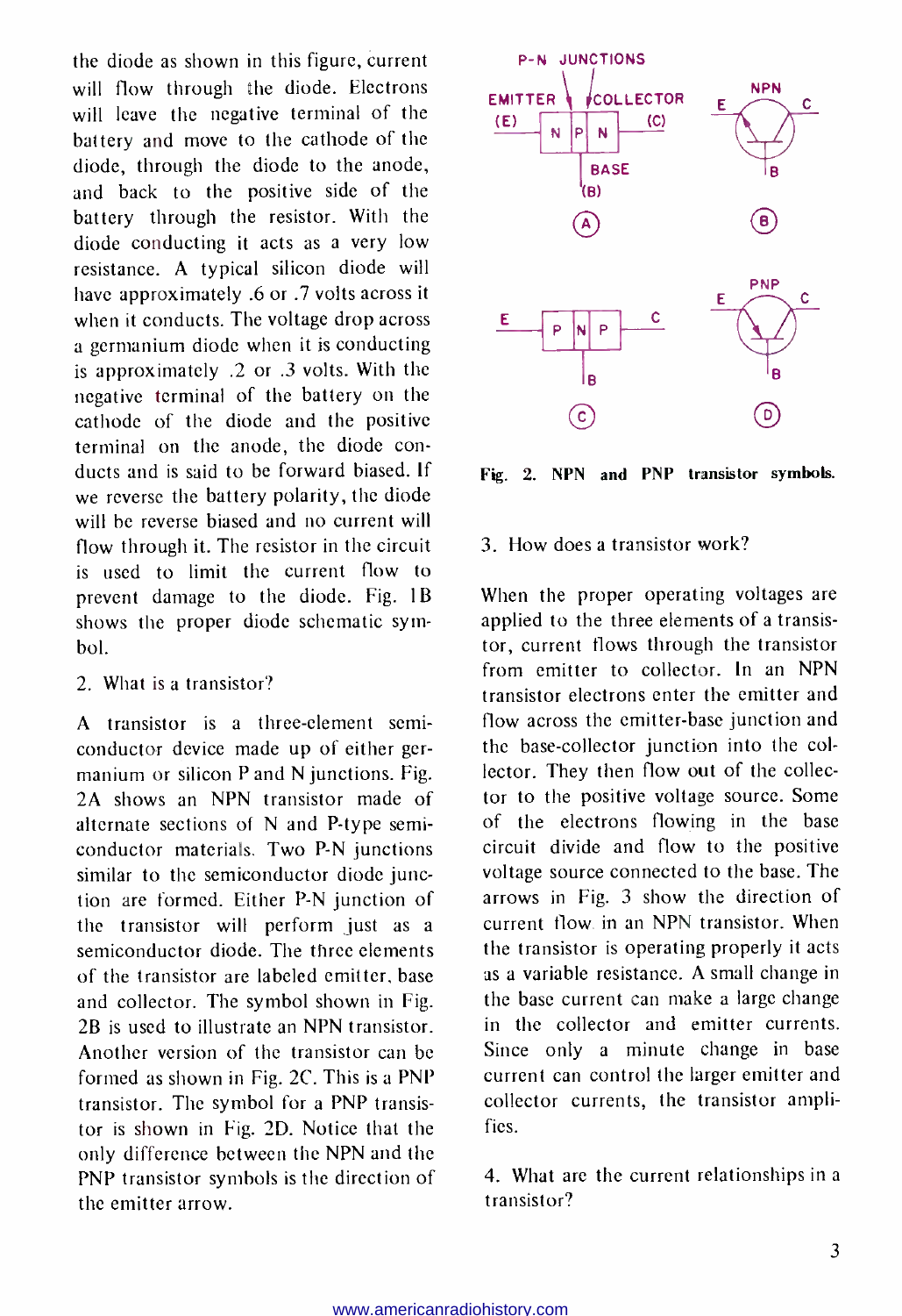the diode as shown in this figure, current will flow through the diode. Electrons will leave the negative terminal of the battery and move to the cathode of the diode, through the diode to the anode, and back to the positive side of the battery through the resistor. With the diode conducting it acts as a very low resistance. A typical silicon diode will have approximately .6 or .7 volts across it when it conducts. The voltage drop across a germanium diode when it is conducting is approximately .2 or .3 volts. With the negative terminal of the battery on the cathode of the diode and the positive terminal on the anode, the diode conducts and is said to be forward biased. If we reverse the battery polarity, the diode will be reverse biased and no current will flow through it. The resistor in the circuit is used to limit the current flow to prevent damage to the diode. Fig. 1B shows the proper diode schematic symbol.

2. What is a transistor?

A transistor is a three-element semiconductor device made up of either germanium or silicon P and N junctions. Fig. 2A shows an NPN transistor made of alternate sections of N and P-type semiconductor materials. Two P-N junctions similar to the semiconductor diode junction are formed. Either P-N junction of the transistor will perform just as a semiconductor diode. The three elements of the transistor are labeled emitter, base and collector. The symbol shown in Fig. 2B is used to illustrate an NPN transistor. Another version of the transistor can be formed as shown in Fig. 2C. This is a PNP transistor. The symbol for a PNP transistor is shown in Fig. 2D. Notice that the only difference between the NPN and the PNP transistor symbols is the direction of the emitter arrow.

P-N JUNCTIONS — EMITTER (E) | N | P | N | COLLECTOR (C) — BASE (B) — (A)

NPN — E, C, B — (B)

E | P | N | P | C — B — (C)

PNP — E, C, B — (D)

**Fig. 2. NPN and PNP transistor symbols.**

3. How does a transistor work?

When the proper operating voltages are applied to the three elements of a transistor, current flows through the transistor from emitter to collector. In an NPN transistor electrons enter the emitter and flow across the emitter-base junction and the base-collector junction into the collector. They then flow out of the collector to the positive voltage source. Some of the electrons flowing in the base circuit divide and flow to the positive voltage source connected to the base. The arrows in Fig. 3 show the direction of current flow in an NPN transistor. When the transistor is operating properly it acts as a variable resistance. A small change in the base current can make a large change in the collector and emitter currents. Since only a minute change in base current can control the larger emitter and collector currents, the transistor amplifies.

4. What are the current relationships in a transistor?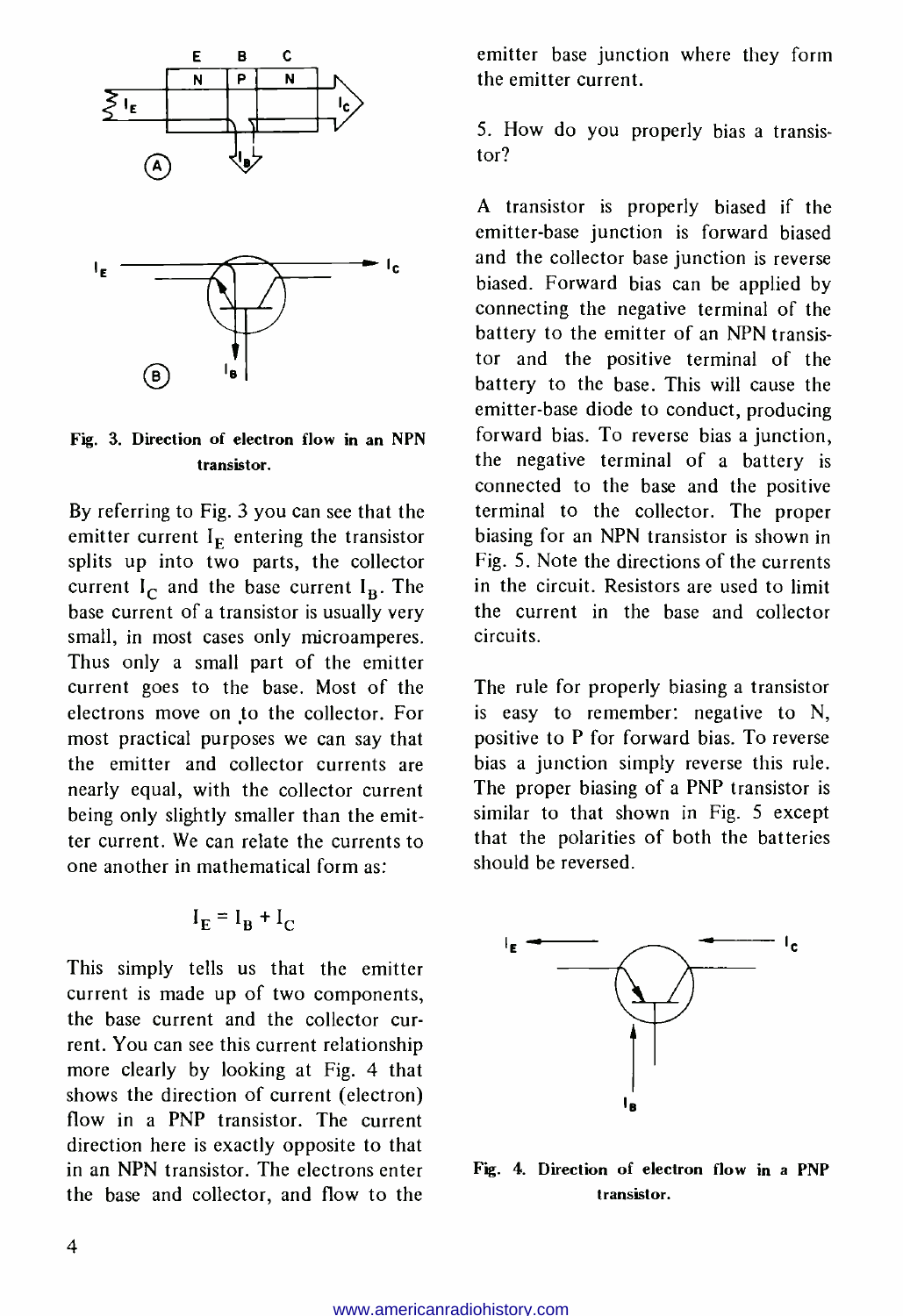Fig. 3. Direction of electron flow in an NPN transistor.

By referring to Fig. 3 you can see that the emitter current $I_E$ entering the transistor splits up into two parts, the collector current $I_C$ and the base current $I_B$. The base current of a transistor is usually very small, in most cases only microamperes. Thus only a small part of the emitter current goes to the base. Most of the electrons move on to the collector. For most practical purposes we can say that the emitter and collector currents are nearly equal, with the collector current being only slightly smaller than the emitter current. We can relate the currents to one another in mathematical form as:

$$I_E = I_B + I_C$$

This simply tells us that the emitter current is made up of two components, the base current and the collector current. You can see this current relationship more clearly by looking at Fig. 4 that shows the direction of current (electron) flow in a PNP transistor. The current direction here is exactly opposite to that in an NPN transistor. The electrons enter the base and collector, and flow to the emitter base junction where they form the emitter current.

5. How do you properly bias a transistor?

A transistor is properly biased if the emitter-base junction is forward biased and the collector base junction is reverse biased. Forward bias can be applied by connecting the negative terminal of the battery to the emitter of an NPN transistor and the positive terminal of the battery to the base. This will cause the emitter-base diode to conduct, producing forward bias. To reverse bias a junction, the negative terminal of a battery is connected to the base and the positive terminal to the collector. The proper biasing for an NPN transistor is shown in Fig. 5. Note the directions of the currents in the circuit. Resistors are used to limit the current in the base and collector circuits.

The rule for properly biasing a transistor is easy to remember: negative to N, positive to P for forward bias. To reverse bias a junction simply reverse this rule. The proper biasing of a PNP transistor is similar to that shown in Fig. 5 except that the polarities of both the batteries should be reversed.

Fig. 4. Direction of electron flow in a PNP transistor.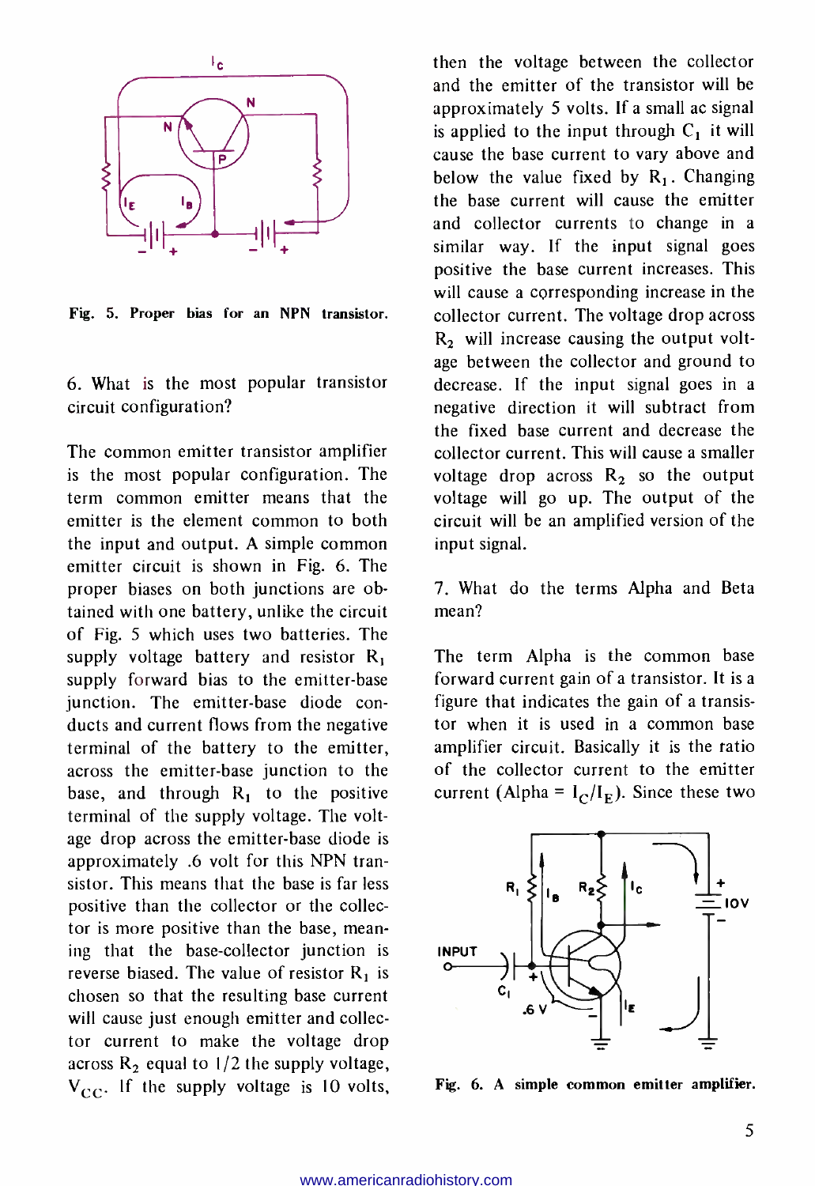Fig. 5. Proper bias for an NPN transistor.

6. What is the most popular transistor circuit configuration?

The common emitter transistor amplifier is the most popular configuration. The term common emitter means that the emitter is the element common to both the input and output. A simple common emitter circuit is shown in Fig. 6. The proper biases on both junctions are obtained with one battery, unlike the circuit of Fig. 5 which uses two batteries. The supply voltage battery and resistor $R_1$ supply forward bias to the emitter-base junction. The emitter-base diode conducts and current flows from the negative terminal of the battery to the emitter, across the emitter-base junction to the base, and through $R_1$ to the positive terminal of the supply voltage. The voltage drop across the emitter-base diode is approximately .6 volt for this NPN transistor. This means that the base is far less positive than the collector or the collector is more positive than the base, meaning that the base-collector junction is reverse biased. The value of resistor $R_1$ is chosen so that the resulting base current will cause just enough emitter and collector current to make the voltage drop across $R_2$ equal to 1/2 the supply voltage, $V_{CC}$. If the supply voltage is 10 volts, then the voltage between the collector and the emitter of the transistor will be approximately 5 volts. If a small ac signal is applied to the input through $C_1$ it will cause the base current to vary above and below the value fixed by $R_1$. Changing the base current will cause the emitter and collector currents to change in a similar way. If the input signal goes positive the base current increases. This will cause a corresponding increase in the collector current. The voltage drop across $R_2$ will increase causing the output voltage between the collector and ground to decrease. If the input signal goes in a negative direction it will subtract from the fixed base current and decrease the collector current. This will cause a smaller voltage drop across $R_2$ so the output voltage will go up. The output of the circuit will be an amplified version of the input signal.

7. What do the terms Alpha and Beta mean?

The term Alpha is the common base forward current gain of a transistor. It is a figure that indicates the gain of a transistor when it is used in a common base amplifier circuit. Basically it is the ratio of the collector current to the emitter current (Alpha = $I_C/I_E$). Since these two

Fig. 6. A simple common emitter amplifier.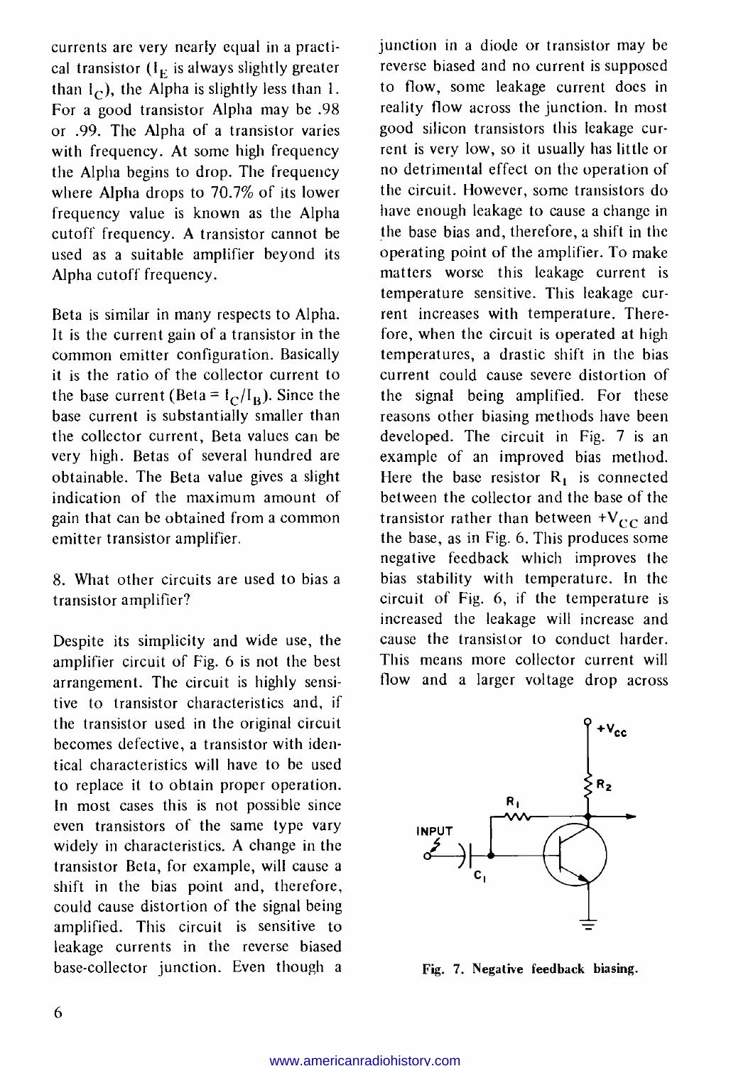currents are very nearly equal in a practical transistor ($I_E$ is always slightly greater than $I_C$), the Alpha is slightly less than 1. For a good transistor Alpha may be .98 or .99. The Alpha of a transistor varies with frequency. At some high frequency the Alpha begins to drop. The frequency where Alpha drops to 70.7% of its lower frequency value is known as the Alpha cutoff frequency. A transistor cannot be used as a suitable amplifier beyond its Alpha cutoff frequency.

Beta is similar in many respects to Alpha. It is the current gain of a transistor in the common emitter configuration. Basically it is the ratio of the collector current to the base current (Beta = $I_C/I_B$). Since the base current is substantially smaller than the collector current, Beta values can be very high. Betas of several hundred are obtainable. The Beta value gives a slight indication of the maximum amount of gain that can be obtained from a common emitter transistor amplifier.

8. What other circuits are used to bias a transistor amplifier?

Despite its simplicity and wide use, the amplifier circuit of Fig. 6 is not the best arrangement. The circuit is highly sensitive to transistor characteristics and, if the transistor used in the original circuit becomes defective, a transistor with identical characteristics will have to be used to replace it to obtain proper operation. In most cases this is not possible since even transistors of the same type vary widely in characteristics. A change in the transistor Beta, for example, will cause a shift in the bias point and, therefore, could cause distortion of the signal being amplified. This circuit is sensitive to leakage currents in the reverse biased base-collector junction. Even though a junction in a diode or transistor may be reverse biased and no current is supposed to flow, some leakage current does in reality flow across the junction. In most good silicon transistors this leakage current is very low, so it usually has little or no detrimental effect on the operation of the circuit. However, some transistors do have enough leakage to cause a change in the base bias and, therefore, a shift in the operating point of the amplifier. To make matters worse this leakage current is temperature sensitive. This leakage current increases with temperature. Therefore, when the circuit is operated at high temperatures, a drastic shift in the bias current could cause severe distortion of the signal being amplified. For these reasons other biasing methods have been developed. The circuit in Fig. 7 is an example of an improved bias method. Here the base resistor $R_1$ is connected between the collector and the base of the transistor rather than between $+V_{CC}$ and the base, as in Fig. 6. This produces some negative feedback which improves the bias stability with temperature. In the circuit of Fig. 6, if the temperature is increased the leakage will increase and cause the transistor to conduct harder. This means more collector current will flow and a larger voltage drop across

Fig. 7. Negative feedback biasing.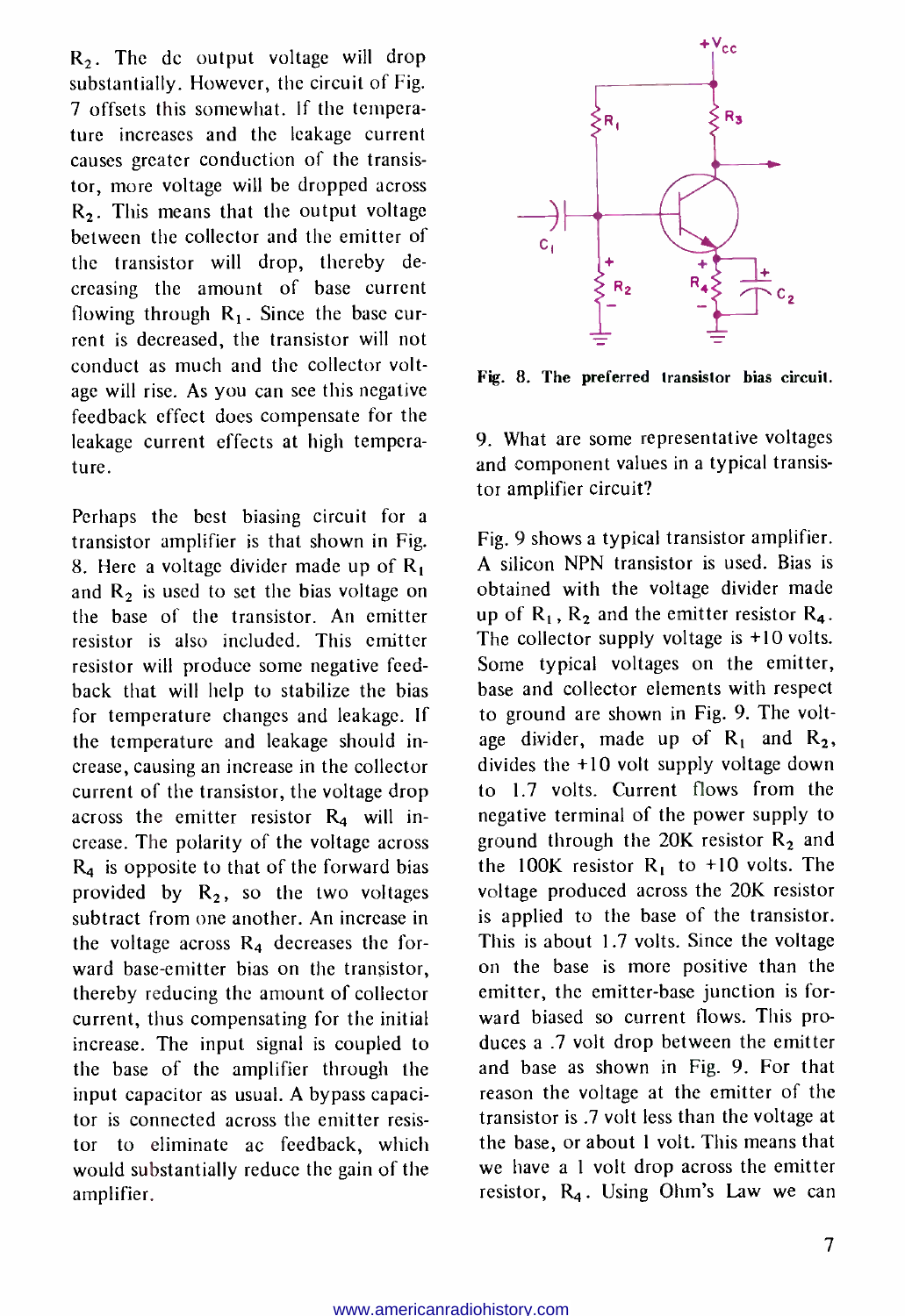$R_2$. The dc output voltage will drop substantially. However, the circuit of Fig. 7 offsets this somewhat. If the temperature increases and the leakage current causes greater conduction of the transistor, more voltage will be dropped across $R_2$. This means that the output voltage between the collector and the emitter of the transistor will drop, thereby decreasing the amount of base current flowing through $R_1$. Since the base current is decreased, the transistor will not conduct as much and the collector voltage will rise. As you can see this negative feedback effect does compensate for the leakage current effects at high temperature.

Perhaps the best biasing circuit for a transistor amplifier is that shown in Fig. 8. Here a voltage divider made up of $R_1$ and $R_2$ is used to set the bias voltage on the base of the transistor. An emitter resistor is also included. This emitter resistor will produce some negative feedback that will help to stabilize the bias for temperature changes and leakage. If the temperature and leakage should increase, causing an increase in the collector current of the transistor, the voltage drop across the emitter resistor $R_4$ will increase. The polarity of the voltage across $R_4$ is opposite to that of the forward bias provided by $R_2$, so the two voltages subtract from one another. An increase in the voltage across $R_4$ decreases the forward base-emitter bias on the transistor, thereby reducing the amount of collector current, thus compensating for the initial increase. The input signal is coupled to the base of the amplifier through the input capacitor as usual. A bypass capacitor is connected across the emitter resistor to eliminate ac feedback, which would substantially reduce the gain of the amplifier.

**Fig. 8. The preferred transistor bias circuit.**

9. What are some representative voltages and component values in a typical transistor amplifier circuit?

Fig. 9 shows a typical transistor amplifier. A silicon NPN transistor is used. Bias is obtained with the voltage divider made up of $R_1$, $R_2$ and the emitter resistor $R_4$. The collector supply voltage is +10 volts. Some typical voltages on the emitter, base and collector elements with respect to ground are shown in Fig. 9. The voltage divider, made up of $R_1$ and $R_2$, divides the +10 volt supply voltage down to 1.7 volts. Current flows from the negative terminal of the power supply to ground through the 20K resistor $R_2$ and the 100K resistor $R_1$ to +10 volts. The voltage produced across the 20K resistor is applied to the base of the transistor. This is about 1.7 volts. Since the voltage on the base is more positive than the emitter, the emitter-base junction is forward biased so current flows. This produces a .7 volt drop between the emitter and base as shown in Fig. 9. For that reason the voltage at the emitter of the transistor is .7 volt less than the voltage at the base, or about 1 volt. This means that we have a 1 volt drop across the emitter resistor, $R_4$. Using Ohm's Law we can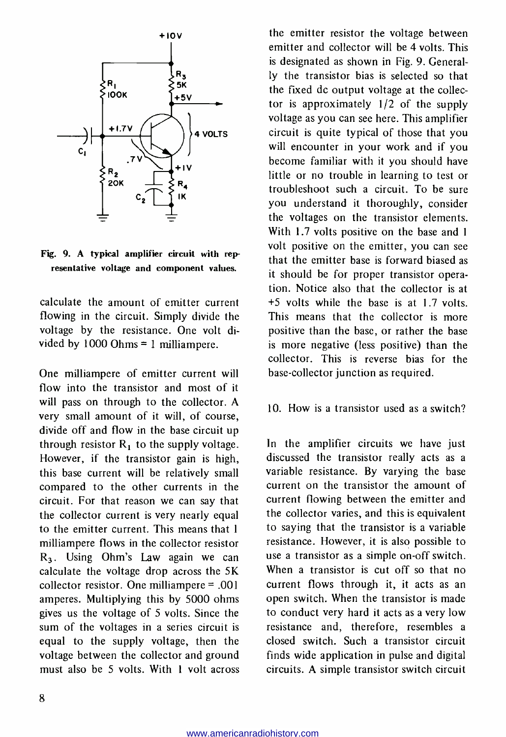Fig. 9. A typical amplifier circuit with representative voltage and component values.

calculate the amount of emitter current flowing in the circuit. Simply divide the voltage by the resistance. One volt divided by 1000 Ohms = 1 milliampere.

One milliampere of emitter current will flow into the transistor and most of it will pass on through to the collector. A very small amount of it will, of course, divide off and flow in the base circuit up through resistor $R_1$ to the supply voltage. However, if the transistor gain is high, this base current will be relatively small compared to the other currents in the circuit. For that reason we can say that the collector current is very nearly equal to the emitter current. This means that 1 milliampere flows in the collector resistor $R_3$. Using Ohm's Law again we can calculate the voltage drop across the 5K collector resistor. One milliampere = .001 amperes. Multiplying this by 5000 ohms gives us the voltage of 5 volts. Since the sum of the voltages in a series circuit is equal to the supply voltage, then the voltage between the collector and ground must also be 5 volts. With 1 volt across the emitter resistor the voltage between emitter and collector will be 4 volts. This is designated as shown in Fig. 9. Generally the transistor bias is selected so that the fixed dc output voltage at the collector is approximately 1/2 of the supply voltage as you can see here. This amplifier circuit is quite typical of those that you will encounter in your work and if you become familiar with it you should have little or no trouble in learning to test or troubleshoot such a circuit. To be sure you understand it thoroughly, consider the voltages on the transistor elements. With 1.7 volts positive on the base and 1 volt positive on the emitter, you can see that the emitter base is forward biased as it should be for proper transistor operation. Notice also that the collector is at +5 volts while the base is at 1.7 volts. This means that the collector is more positive than the base, or rather the base is more negative (less positive) than the collector. This is reverse bias for the base-collector junction as required.

10. How is a transistor used as a switch?

In the amplifier circuits we have just discussed the transistor really acts as a variable resistance. By varying the base current on the transistor the amount of current flowing between the emitter and the collector varies, and this is equivalent to saying that the transistor is a variable resistance. However, it is also possible to use a transistor as a simple on-off switch. When a transistor is cut off so that no current flows through it, it acts as an open switch. When the transistor is made to conduct very hard it acts as a very low resistance and, therefore, resembles a closed switch. Such a transistor circuit finds wide application in pulse and digital circuits. A simple transistor switch circuit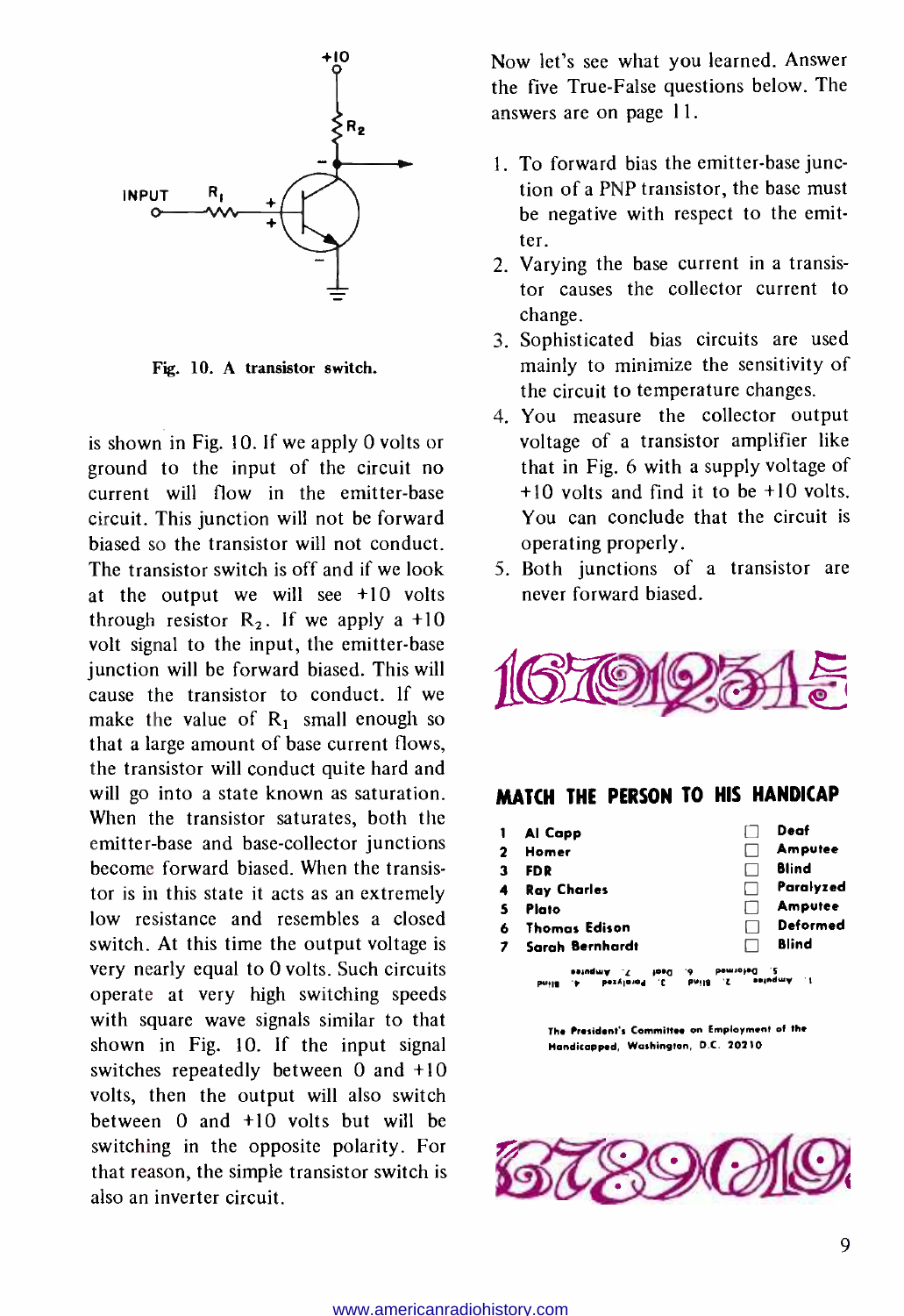is shown in Fig. 10. If we apply 0 volts or ground to the input of the circuit no current will flow in the emitter-base circuit. This junction will not be forward biased so the transistor will not conduct. The transistor switch is off and if we look at the output we will see +10 volts through resistor $R_2$. If we apply a +10 volt signal to the input, the emitter-base junction will be forward biased. This will cause the transistor to conduct. If we make the value of $R_1$ small enough so that a large amount of base current flows, the transistor will conduct quite hard and will go into a state known as saturation. When the transistor saturates, both the emitter-base and base-collector junctions become forward biased. When the transistor is in this state it acts as an extremely low resistance and resembles a closed switch. At this time the output voltage is very nearly equal to 0 volts. Such circuits operate at very high switching speeds with square wave signals similar to that shown in Fig. 10. If the input signal switches repeatedly between 0 and +10 volts, then the output will also switch between 0 and +10 volts but will be switching in the opposite polarity. For that reason, the simple transistor switch is also an inverter circuit.

Fig. 10. A transistor switch.

Now let's see what you learned. Answer the five True-False questions below. The answers are on page 11.

1. To forward bias the emitter-base junction of a PNP transistor, the base must be negative with respect to the emitter.
2. Varying the base current in a transistor causes the collector current to change.
3. Sophisticated bias circuits are used mainly to minimize the sensitivity of the circuit to temperature changes.
4. You measure the collector output voltage of a transistor amplifier like that in Fig. 6 with a supply voltage of +10 volts and find it to be +10 volts. You can conclude that the circuit is operating properly.
5. Both junctions of a transistor are never forward biased.

## MATCH THE PERSON TO HIS HANDICAP

| | | | |
|---|---|---|---|
| 1 | Al Capp | ☐ | Deaf |
| 2 | Homer | ☐ | Amputee |
| 3 | FDR | ☐ | Blind |
| 4 | Ray Charles | ☐ | Paralyzed |
| 5 | Plato | ☐ | Amputee |
| 6 | Thomas Edison | ☐ | Deformed |
| 7 | Sarah Bernhardt | ☐ | Blind |

1. Amputee 2. Blind 3. Paralyzed 4. Blind 5. Deformed 6. Deaf 7. Amputee

The President's Committee on Employment of the Handicapped, Washington, D.C. 20210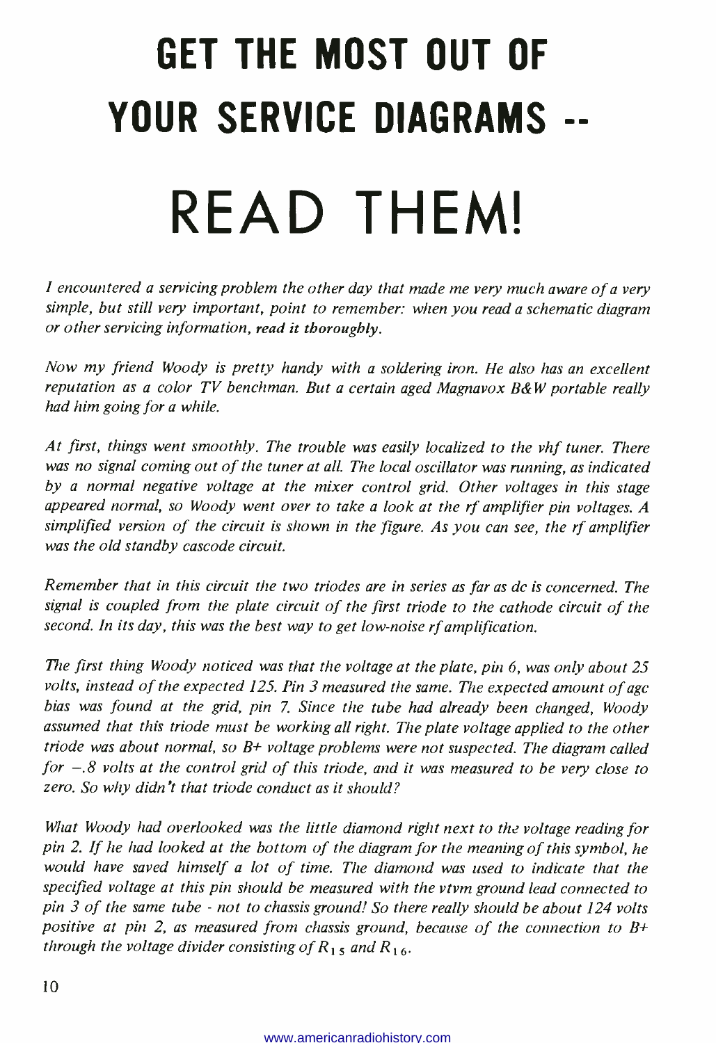# GET THE MOST OUT OF YOUR SERVICE DIAGRAMS --

# READ THEM!

*I encountered a servicing problem the other day that made me very much aware of a very simple, but still very important, point to remember: when you read a schematic diagram or other servicing information, **read it thoroughly**.*

*Now my friend Woody is pretty handy with a soldering iron. He also has an excellent reputation as a color TV benchman. But a certain aged Magnavox B&W portable really had him going for a while.*

*At first, things went smoothly. The trouble was easily localized to the vhf tuner. There was no signal coming out of the tuner at all. The local oscillator was running, as indicated by a normal negative voltage at the mixer control grid. Other voltages in this stage appeared normal, so Woody went over to take a look at the rf amplifier pin voltages. A simplified version of the circuit is shown in the figure. As you can see, the rf amplifier was the old standby cascode circuit.*

*Remember that in this circuit the two triodes are in series as far as dc is concerned. The signal is coupled from the plate circuit of the first triode to the cathode circuit of the second. In its day, this was the best way to get low-noise rf amplification.*

*The first thing Woody noticed was that the voltage at the plate, pin 6, was only about 25 volts, instead of the expected 125. Pin 3 measured the same. The expected amount of agc bias was found at the grid, pin 7. Since the tube had already been changed, Woody assumed that this triode must be working all right. The plate voltage applied to the other triode was about normal, so B+ voltage problems were not suspected. The diagram called for −.8 volts at the control grid of this triode, and it was measured to be very close to zero. So why didn't that triode conduct as it should?*

*What Woody had overlooked was the little diamond right next to the voltage reading for pin 2. If he had looked at the bottom of the diagram for the meaning of this symbol, he would have saved himself a lot of time. The diamond was used to indicate that the specified voltage at this pin should be measured with the vtvm ground lead connected to pin 3 of the same tube - not to chassis ground! So there really should be about 124 volts positive at pin 2, as measured from chassis ground, because of the connection to B+ through the voltage divider consisting of $R_{15}$ and $R_{16}$.*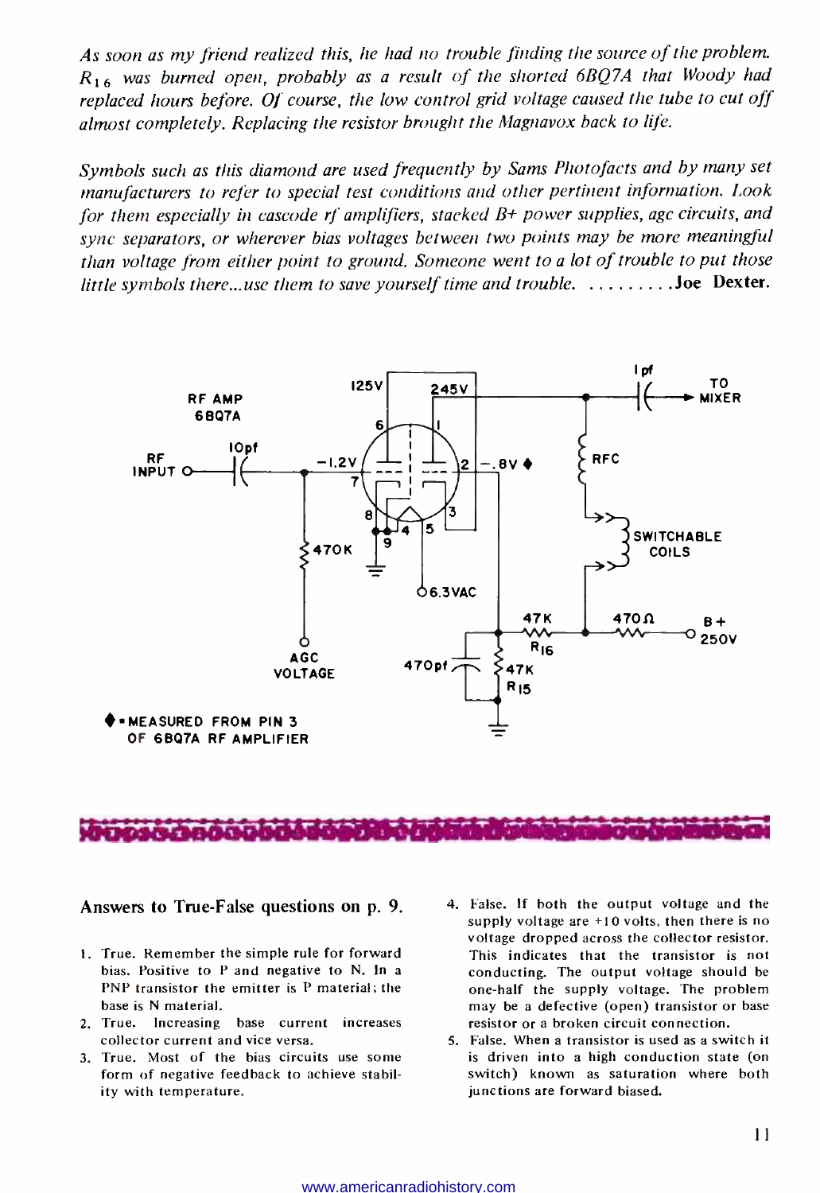*As soon as my friend realized this, he had no trouble finding the source of the problem. $R_{16}$ was burned open, probably as a result of the shorted 6BQ7A that Woody had replaced hours before. Of course, the low control grid voltage caused the tube to cut off almost completely. Replacing the resistor brought the Magnavox back to life.*

*Symbols such as this diamond are used frequently by Sams Photofacts and by many set manufacturers to refer to special test conditions and other pertinent information. Look for them especially in cascode rf amplifiers, stacked B+ power supplies, agc circuits, and sync separators, or wherever bias voltages between two points may be more meaningful than voltage from either point to ground. Someone went to a lot of trouble to put those little symbols there...use them to save yourself time and trouble.* .........**Joe Dexter.**

RF AMP 6BQ7A

RF INPUT — 10pf — −1.2V — 470K — AGC VOLTAGE

125V — 245V — 1 pf — TO MIXER

−.8V ♦ — RFC — SWITCHABLE COILS

6.3VAC — 47K $R_{16}$ — 470Ω — B+ 250V

470pf — 47K $R_{15}$

♦ = MEASURED FROM PIN 3 OF 6BQ7A RF AMPLIFIER

## Answers to True-False questions on p. 9.

1. True. Remember the simple rule for forward bias. Positive to P and negative to N. In a PNP transistor the emitter is P material; the base is N material.
2. True. Increasing base current increases collector current and vice versa.
3. True. Most of the bias circuits use some form of negative feedback to achieve stability with temperature.
4. False. If both the output voltage and the supply voltage are +10 volts, then there is no voltage dropped across the collector resistor. This indicates that the transistor is not conducting. The output voltage should be one-half the supply voltage. The problem may be a defective (open) transistor or base resistor or a broken circuit connection.
5. False. When a transistor is used as a switch it is driven into a high conduction state (on switch) known as saturation where both junctions are forward biased.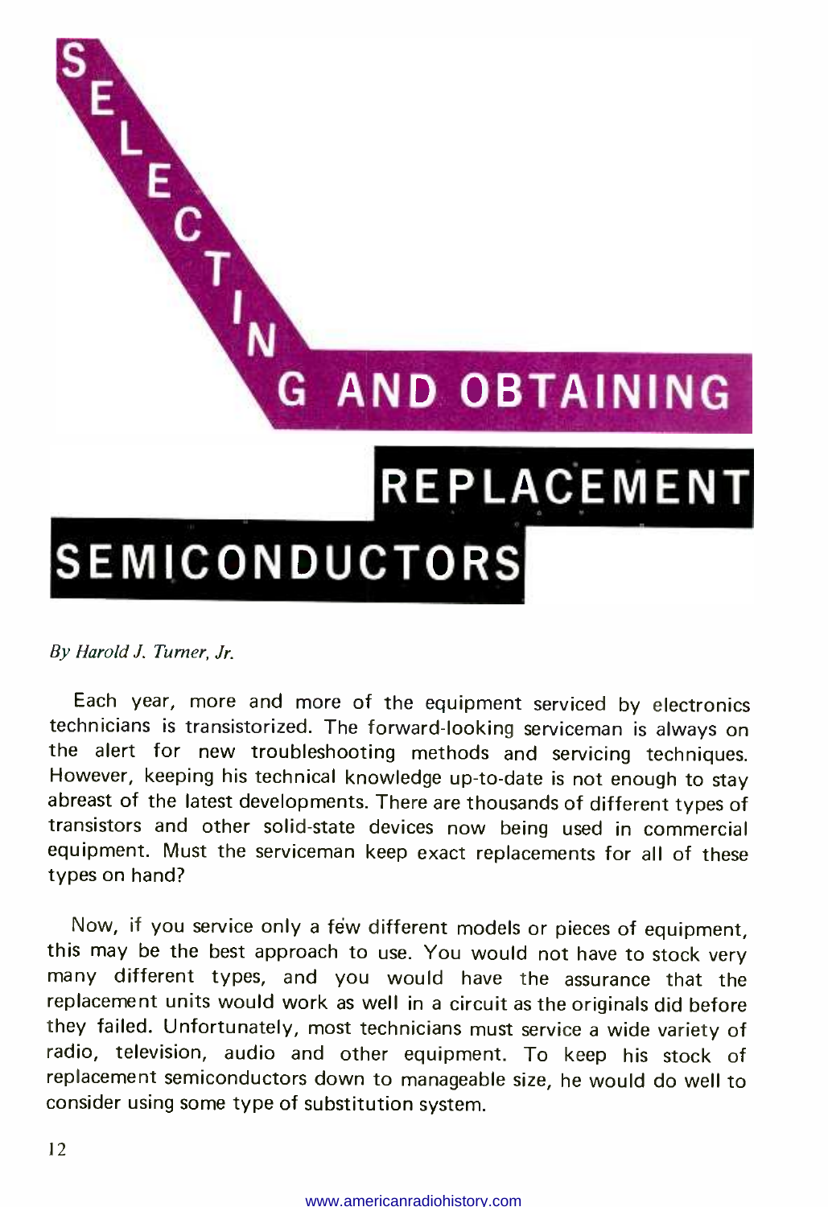# SELECTING AND OBTAINING REPLACEMENT SEMICONDUCTORS

*By Harold J. Turner, Jr.*

Each year, more and more of the equipment serviced by electronics technicians is transistorized. The forward-looking serviceman is always on the alert for new troubleshooting methods and servicing techniques. However, keeping his technical knowledge up-to-date is not enough to stay abreast of the latest developments. There are thousands of different types of transistors and other solid-state devices now being used in commercial equipment. Must the serviceman keep exact replacements for all of these types on hand?

Now, if you service only a few different models or pieces of equipment, this may be the best approach to use. You would not have to stock very many different types, and you would have the assurance that the replacement units would work as well in a circuit as the originals did before they failed. Unfortunately, most technicians must service a wide variety of radio, television, audio and other equipment. To keep his stock of replacement semiconductors down to manageable size, he would do well to consider using some type of substitution system.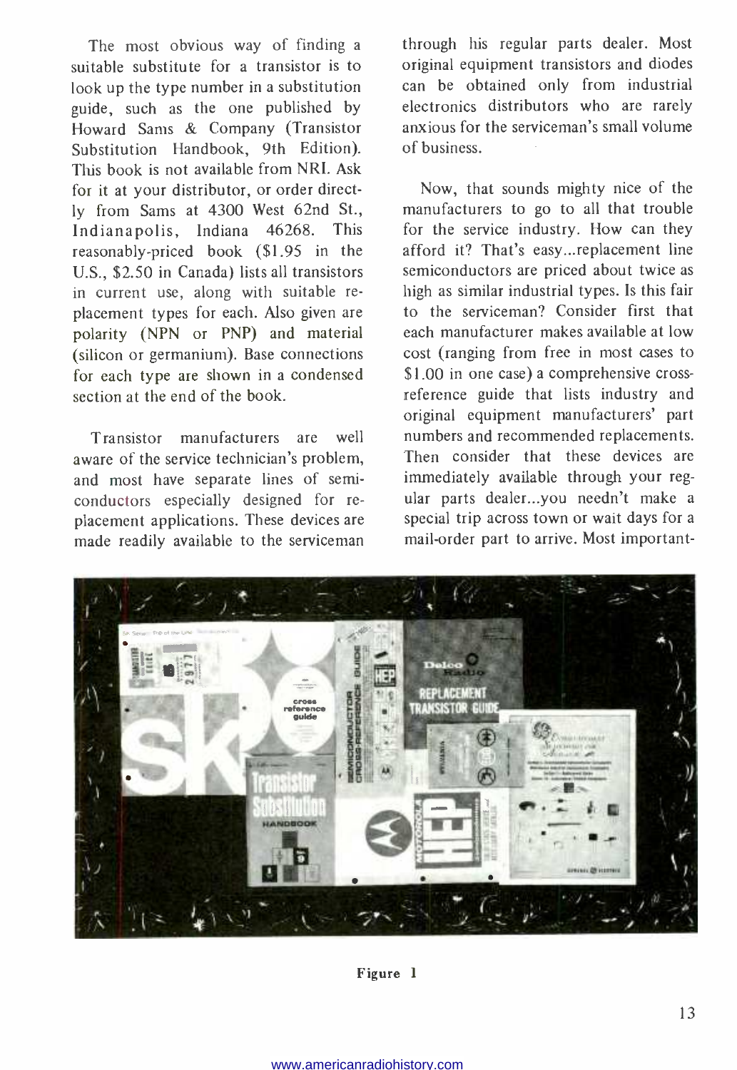The most obvious way of finding a suitable substitute for a transistor is to look up the type number in a substitution guide, such as the one published by Howard Sams & Company (Transistor Substitution Handbook, 9th Edition). This book is not available from NRI. Ask for it at your distributor, or order directly from Sams at 4300 West 62nd St., Indianapolis, Indiana 46268. This reasonably-priced book ($1.95 in the U.S., $2.50 in Canada) lists all transistors in current use, along with suitable replacement types for each. Also given are polarity (NPN or PNP) and material (silicon or germanium). Base connections for each type are shown in a condensed section at the end of the book.

Transistor manufacturers are well aware of the service technician's problem, and most have separate lines of semiconductors especially designed for replacement applications. These devices are made readily available to the serviceman through his regular parts dealer. Most original equipment transistors and diodes can be obtained only from industrial electronics distributors who are rarely anxious for the serviceman's small volume of business.

Now, that sounds mighty nice of the manufacturers to go to all that trouble for the service industry. How can they afford it? That's easy...replacement line semiconductors are priced about twice as high as similar industrial types. Is this fair to the serviceman? Consider first that each manufacturer makes available at low cost (ranging from free in most cases to $1.00 in one case) a comprehensive cross-reference guide that lists industry and original equipment manufacturers' part numbers and recommended replacements. Then consider that these devices are immediately available through your regular parts dealer...you needn't make a special trip across town or wait days for a mail-order part to arrive. Most important-

Figure 1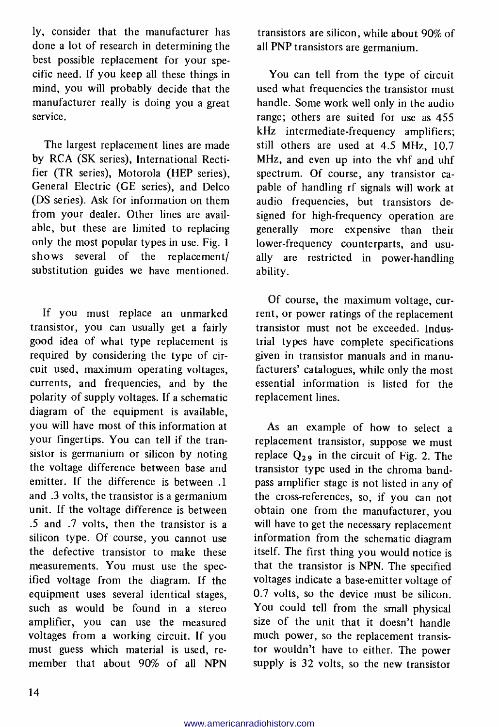ly, consider that the manufacturer has done a lot of research in determining the best possible replacement for your specific need. If you keep all these things in mind, you will probably decide that the manufacturer really is doing you a great service.

The largest replacement lines are made by RCA (SK series), International Rectifier (TR series), Motorola (HEP series), General Electric (GE series), and Delco (DS series). Ask for information on them from your dealer. Other lines are available, but these are limited to replacing only the most popular types in use. Fig. 1 shows several of the replacement/substitution guides we have mentioned.

If you must replace an unmarked transistor, you can usually get a fairly good idea of what type replacement is required by considering the type of circuit used, maximum operating voltages, currents, and frequencies, and by the polarity of supply voltages. If a schematic diagram of the equipment is available, you will have most of this information at your fingertips. You can tell if the transistor is germanium or silicon by noting the voltage difference between base and emitter. If the difference is between .1 and .3 volts, the transistor is a germanium unit. If the voltage difference is between .5 and .7 volts, then the transistor is a silicon type. Of course, you cannot use the defective transistor to make these measurements. You must use the specified voltage from the diagram. If the equipment uses several identical stages, such as would be found in a stereo amplifier, you can use the measured voltages from a working circuit. If you must guess which material is used, remember that about 90% of all NPN transistors are silicon, while about 90% of all PNP transistors are germanium.

You can tell from the type of circuit used what frequencies the transistor must handle. Some work well only in the audio range; others are suited for use as 455 kHz intermediate-frequency amplifiers; still others are used at 4.5 MHz, 10.7 MHz, and even up into the vhf and uhf spectrum. Of course, any transistor capable of handling rf signals will work at audio frequencies, but transistors designed for high-frequency operation are generally more expensive than their lower-frequency counterparts, and usually are restricted in power-handling ability.

Of course, the maximum voltage, current, or power ratings of the replacement transistor must not be exceeded. Industrial types have complete specifications given in transistor manuals and in manufacturers' catalogues, while only the most essential information is listed for the replacement lines.

As an example of how to select a replacement transistor, suppose we must replace $Q_{29}$ in the circuit of Fig. 2. The transistor type used in the chroma bandpass amplifier stage is not listed in any of the cross-references, so, if you can not obtain one from the manufacturer, you will have to get the necessary replacement information from the schematic diagram itself. The first thing you would notice is that the transistor is NPN. The specified voltages indicate a base-emitter voltage of 0.7 volts, so the device must be silicon. You could tell from the small physical size of the unit that it doesn't handle much power, so the replacement transistor wouldn't have to either. The power supply is 32 volts, so the new transistor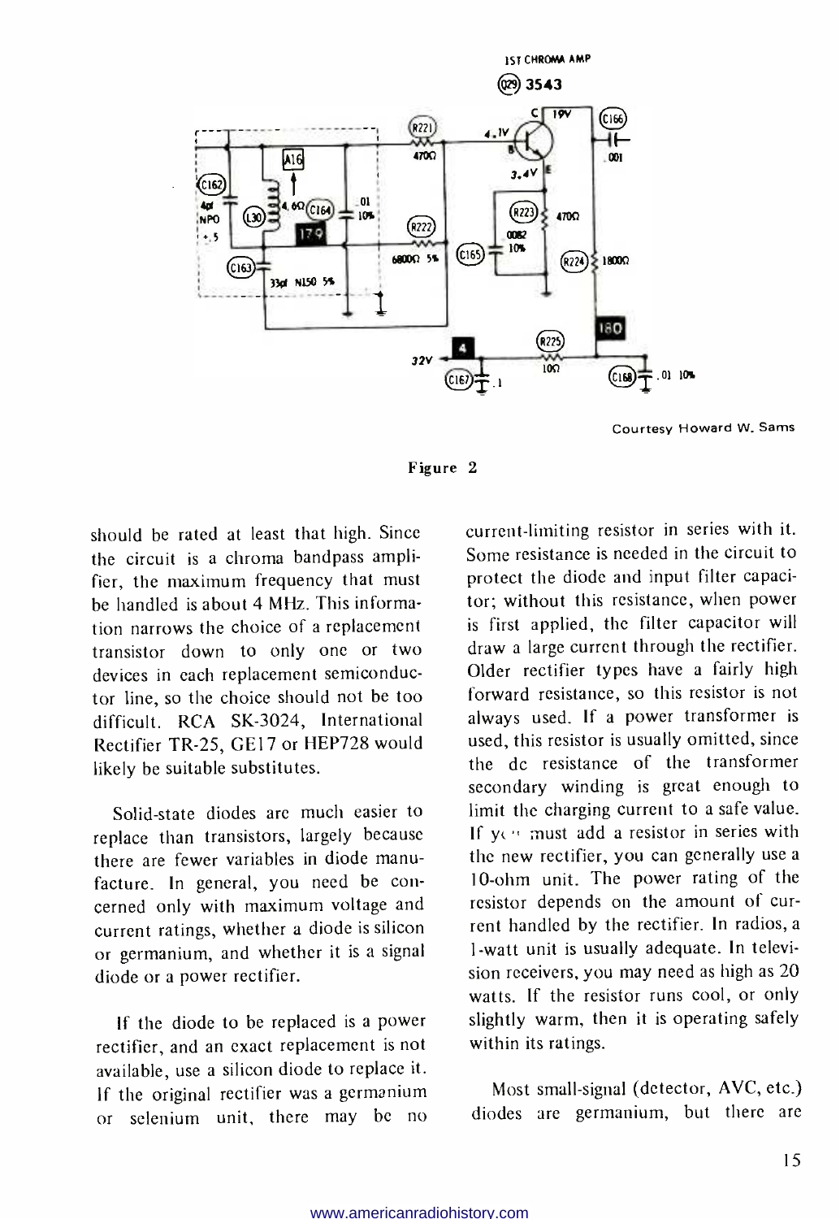Courtesy Howard W. Sams

Figure 2

should be rated at least that high. Since the circuit is a chroma bandpass amplifier, the maximum frequency that must be handled is about 4 MHz. This information narrows the choice of a replacement transistor down to only one or two devices in each replacement semiconductor line, so the choice should not be too difficult. RCA SK-3024, International Rectifier TR-25, GE17 or HEP728 would likely be suitable substitutes.

Solid-state diodes are much easier to replace than transistors, largely because there are fewer variables in diode manufacture. In general, you need be concerned only with maximum voltage and current ratings, whether a diode is silicon or germanium, and whether it is a signal diode or a power rectifier.

If the diode to be replaced is a power rectifier, and an exact replacement is not available, use a silicon diode to replace it. If the original rectifier was a germanium or selenium unit, there may be no current-limiting resistor in series with it. Some resistance is needed in the circuit to protect the diode and input filter capacitor; without this resistance, when power is first applied, the filter capacitor will draw a large current through the rectifier. Older rectifier types have a fairly high forward resistance, so this resistor is not always used. If a power transformer is used, this resistor is usually omitted, since the dc resistance of the transformer secondary winding is great enough to limit the charging current to a safe value. If you must add a resistor in series with the new rectifier, you can generally use a 10-ohm unit. The power rating of the resistor depends on the amount of current handled by the rectifier. In radios, a 1-watt unit is usually adequate. In television receivers, you may need as high as 20 watts. If the resistor runs cool, or only slightly warm, then it is operating safely within its ratings.

Most small-signal (detector, AVC, etc.) diodes are germanium, but there are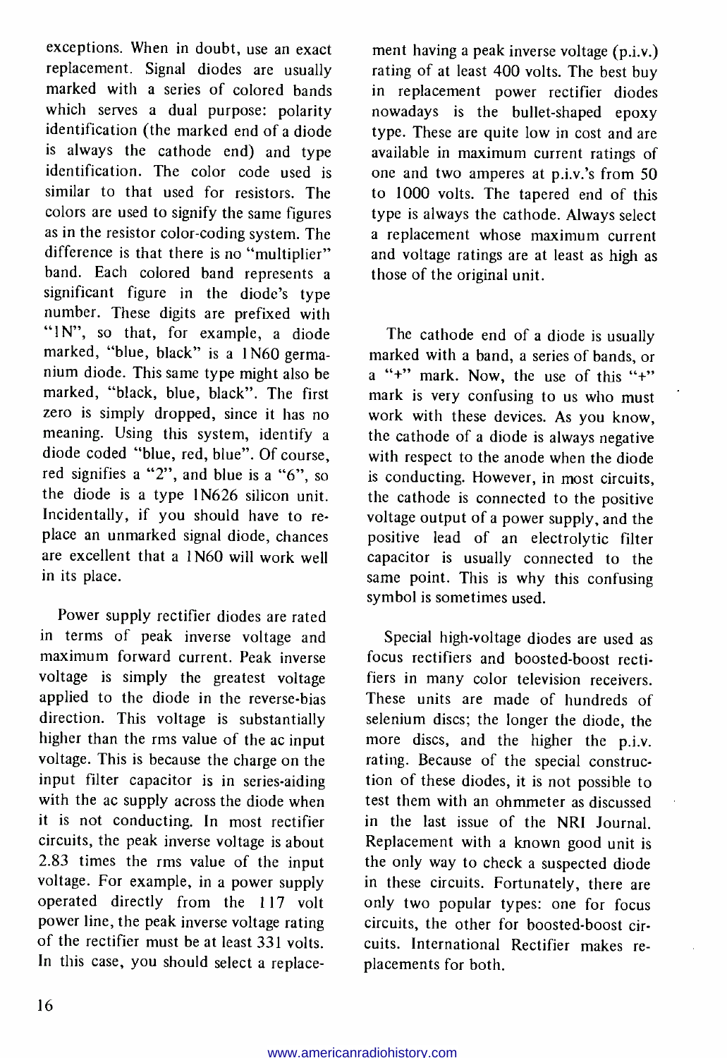exceptions. When in doubt, use an exact replacement. Signal diodes are usually marked with a series of colored bands which serves a dual purpose: polarity identification (the marked end of a diode is always the cathode end) and type identification. The color code used is similar to that used for resistors. The colors are used to signify the same figures as in the resistor color-coding system. The difference is that there is no "multiplier" band. Each colored band represents a significant figure in the diode's type number. These digits are prefixed with "1N", so that, for example, a diode marked, "blue, black" is a 1N60 germanium diode. This same type might also be marked, "black, blue, black". The first zero is simply dropped, since it has no meaning. Using this system, identify a diode coded "blue, red, blue". Of course, red signifies a "2", and blue is a "6", so the diode is a type 1N626 silicon unit. Incidentally, if you should have to replace an unmarked signal diode, chances are excellent that a 1N60 will work well in its place.

Power supply rectifier diodes are rated in terms of peak inverse voltage and maximum forward current. Peak inverse voltage is simply the greatest voltage applied to the diode in the reverse-bias direction. This voltage is substantially higher than the rms value of the ac input voltage. This is because the charge on the input filter capacitor is in series-aiding with the ac supply across the diode when it is not conducting. In most rectifier circuits, the peak inverse voltage is about 2.83 times the rms value of the input voltage. For example, in a power supply operated directly from the 117 volt power line, the peak inverse voltage rating of the rectifier must be at least 331 volts. In this case, you should select a replacement having a peak inverse voltage (p.i.v.) rating of at least 400 volts. The best buy in replacement power rectifier diodes nowadays is the bullet-shaped epoxy type. These are quite low in cost and are available in maximum current ratings of one and two amperes at p.i.v.'s from 50 to 1000 volts. The tapered end of this type is always the cathode. Always select a replacement whose maximum current and voltage ratings are at least as high as those of the original unit.

The cathode end of a diode is usually marked with a band, a series of bands, or a "+" mark. Now, the use of this "+" mark is very confusing to us who must work with these devices. As you know, the cathode of a diode is always negative with respect to the anode when the diode is conducting. However, in most circuits, the cathode is connected to the positive voltage output of a power supply, and the positive lead of an electrolytic filter capacitor is usually connected to the same point. This is why this confusing symbol is sometimes used.

Special high-voltage diodes are used as focus rectifiers and boosted-boost rectifiers in many color television receivers. These units are made of hundreds of selenium discs; the longer the diode, the more discs, and the higher the p.i.v. rating. Because of the special construction of these diodes, it is not possible to test them with an ohmmeter as discussed in the last issue of the NRI Journal. Replacement with a known good unit is the only way to check a suspected diode in these circuits. Fortunately, there are only two popular types: one for focus circuits, the other for boosted-boost circuits. International Rectifier makes replacements for both.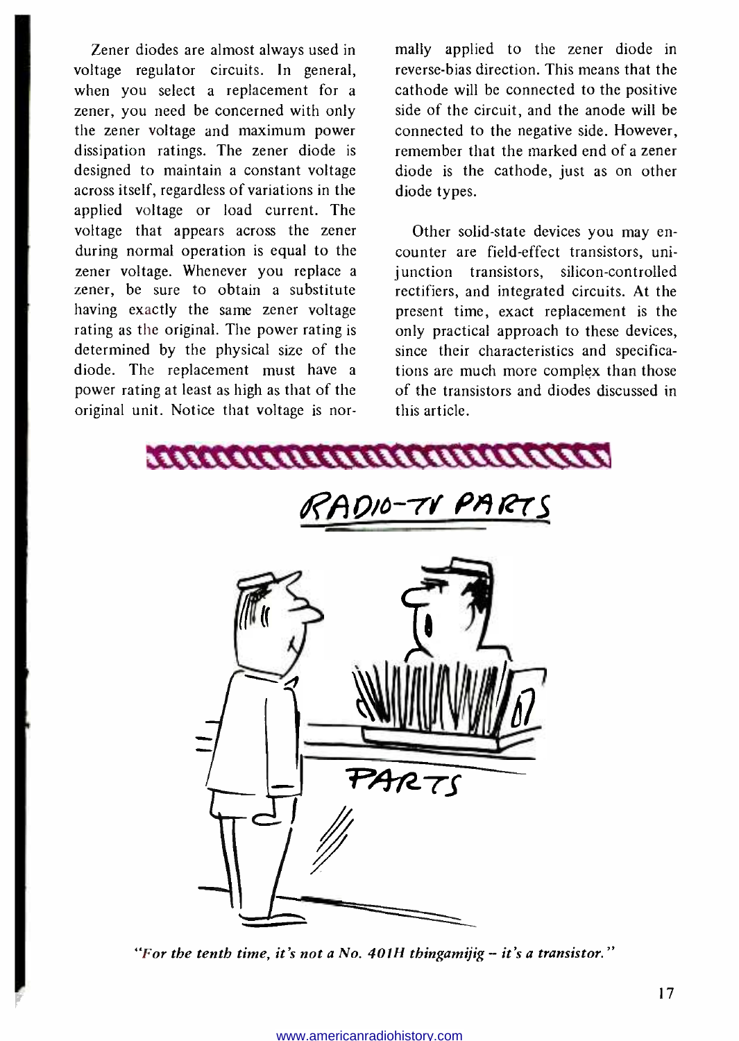Zener diodes are almost always used in voltage regulator circuits. In general, when you select a replacement for a zener, you need be concerned with only the zener voltage and maximum power dissipation ratings. The zener diode is designed to maintain a constant voltage across itself, regardless of variations in the applied voltage or load current. The voltage that appears across the zener during normal operation is equal to the zener voltage. Whenever you replace a zener, be sure to obtain a substitute having exactly the same zener voltage rating as the original. The power rating is determined by the physical size of the diode. The replacement must have a power rating at least as high as that of the original unit. Notice that voltage is normally applied to the zener diode in reverse-bias direction. This means that the cathode will be connected to the positive side of the circuit, and the anode will be connected to the negative side. However, remember that the marked end of a zener diode is the cathode, just as on other diode types.

Other solid-state devices you may encounter are field-effect transistors, unijunction transistors, silicon-controlled rectifiers, and integrated circuits. At the present time, exact replacement is the only practical approach to these devices, since their characteristics and specifications are much more complex than those of the transistors and diodes discussed in this article.

*"For the tenth time, it's not a No. 401H thingamijig – it's a transistor."*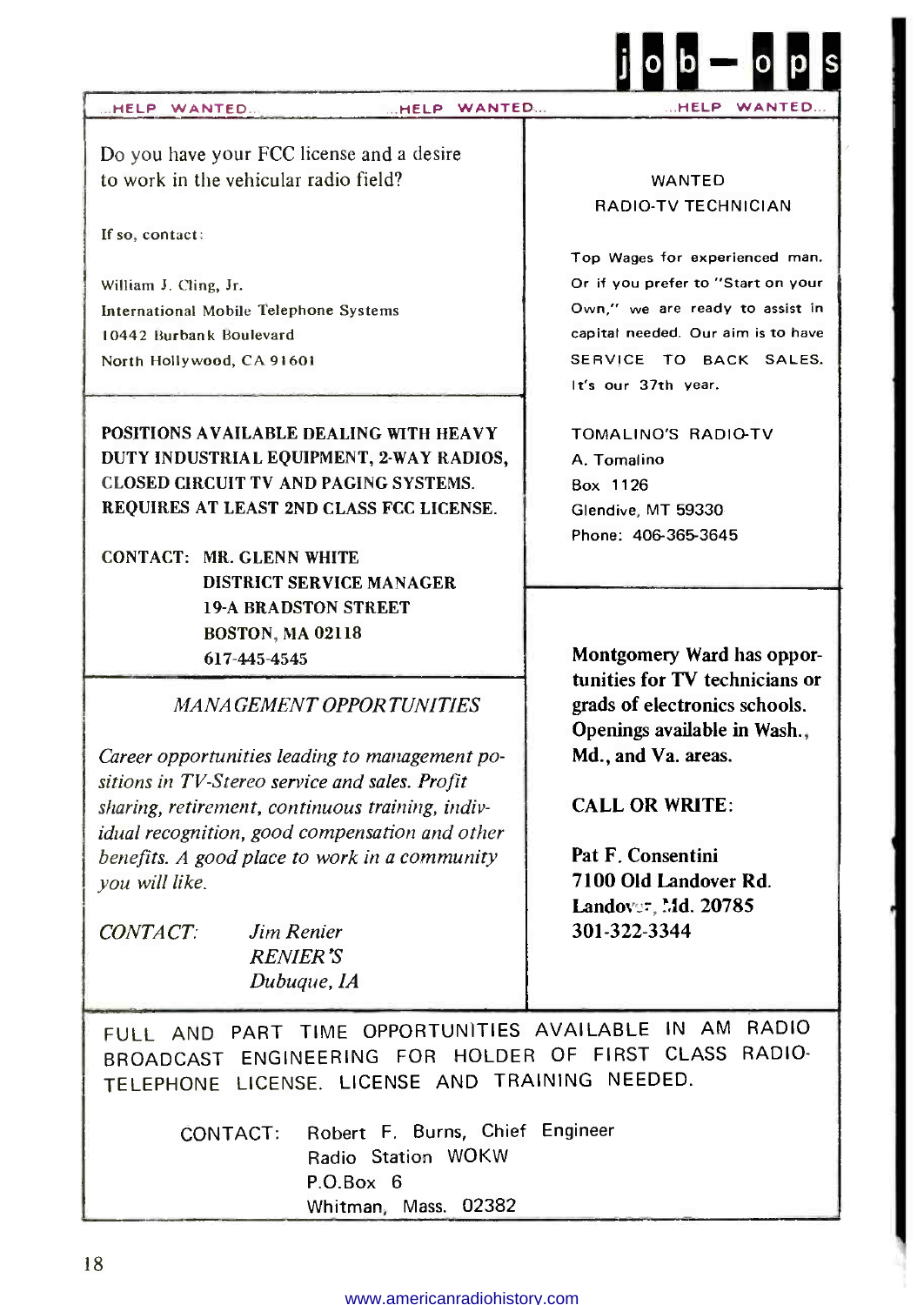# job-ops

...HELP WANTED... ...HELP WANTED... ...HELP WANTED...

Do you have your FCC license and a desire to work in the vehicular radio field?

If so, contact:

William J. Cling, Jr.
International Mobile Telephone Systems
10442 Burbank Boulevard
North Hollywood, CA 91601

---

**POSITIONS AVAILABLE DEALING WITH HEAVY DUTY INDUSTRIAL EQUIPMENT, 2-WAY RADIOS, CLOSED CIRCUIT TV AND PAGING SYSTEMS. REQUIRES AT LEAST 2ND CLASS FCC LICENSE.**

**CONTACT: MR. GLENN WHITE**
**DISTRICT SERVICE MANAGER**
**19-A BRADSTON STREET**
**BOSTON, MA 02118**
**617-445-4545**

---

*MANAGEMENT OPPORTUNITIES*

*Career opportunities leading to management positions in TV-Stereo service and sales. Profit sharing, retirement, continuous training, individual recognition, good compensation and other benefits. A good place to work in a community you will like.*

*CONTACT: Jim Renier*
*RENIER'S*
*Dubuque, IA*

---

WANTED
RADIO-TV TECHNICIAN

Top Wages for experienced man. Or if you prefer to "Start on your Own," we are ready to assist in capital needed. Our aim is to have SERVICE TO BACK SALES. It's our 37th year.

TOMALINO'S RADIO-TV
A. Tomalino
Box 1126
Glendive, MT 59330
Phone: 406-365-3645

---

**Montgomery Ward has opportunities for TV technicians or grads of electronics schools. Openings available in Wash., Md., and Va. areas.**

**CALL OR WRITE:**

**Pat F. Consentini**
**7100 Old Landover Rd.**
**Landover, Md. 20785**
**301-322-3344**

---

FULL AND PART TIME OPPORTUNITIES AVAILABLE IN AM RADIO BROADCAST ENGINEERING FOR HOLDER OF FIRST CLASS RADIO-TELEPHONE LICENSE. LICENSE AND TRAINING NEEDED.

CONTACT: Robert F. Burns, Chief Engineer
Radio Station WOKW
P.O.Box 6
Whitman, Mass. 02382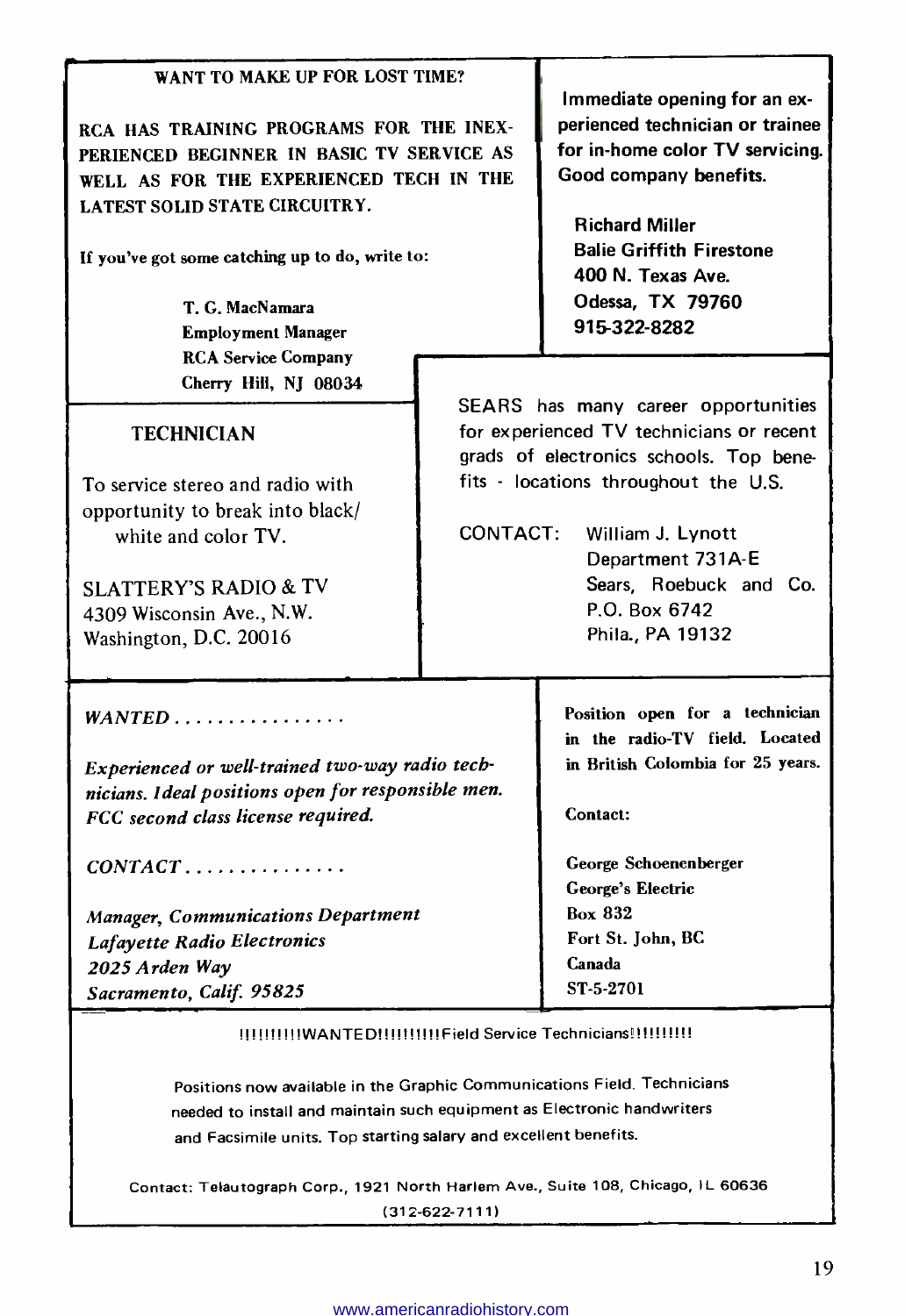**WANT TO MAKE UP FOR LOST TIME?**

RCA HAS TRAINING PROGRAMS FOR THE INEXPERIENCED BEGINNER IN BASIC TV SERVICE AS WELL AS FOR THE EXPERIENCED TECH IN THE LATEST SOLID STATE CIRCUITRY.

If you've got some catching up to do, write to:

T. G. MacNamara
Employment Manager
RCA Service Company
Cherry Hill, NJ 08034

---

**Immediate opening for an experienced technician or trainee for in-home color TV servicing. Good company benefits.**

**Richard Miller**
**Balie Griffith Firestone**
**400 N. Texas Ave.**
**Odessa, TX 79760**
**915-322-8282**

---

**TECHNICIAN**

To service stereo and radio with opportunity to break into black/white and color TV.

SLATTERY'S RADIO & TV
4309 Wisconsin Ave., N.W.
Washington, D.C. 20016

---

SEARS has many career opportunities for experienced TV technicians or recent grads of electronics schools. Top benefits - locations throughout the U.S.

CONTACT: William J. Lynott
Department 731A-E
Sears, Roebuck and Co.
P.O. Box 6742
Phila., PA 19132

---

*WANTED . . . . . . . . . . . . . . . .*

***Experienced or well-trained two-way radio technicians. Ideal positions open for responsible men. FCC second class license required.***

*CONTACT . . . . . . . . . . . . . . .*

***Manager, Communications Department***
***Lafayette Radio Electronics***
***2025 Arden Way***
***Sacramento, Calif. 95825***

---

**Position open for a technician in the radio-TV field. Located in British Colombia for 25 years.**

**Contact:**

**George Schoenenberger**
**George's Electric**
**Box 832**
**Fort St. John, BC**
**Canada**
**ST-5-2701**

---

!!!!!!!!!WANTED!!!!!!!!!Field Service Technicians!!!!!!!!!

Positions now available in the Graphic Communications Field. Technicians needed to install and maintain such equipment as Electronic handwriters and Facsimile units. Top starting salary and excellent benefits.

Contact: Telautograph Corp., 1921 North Harlem Ave., Suite 108, Chicago, IL 60636
(312-622-7111)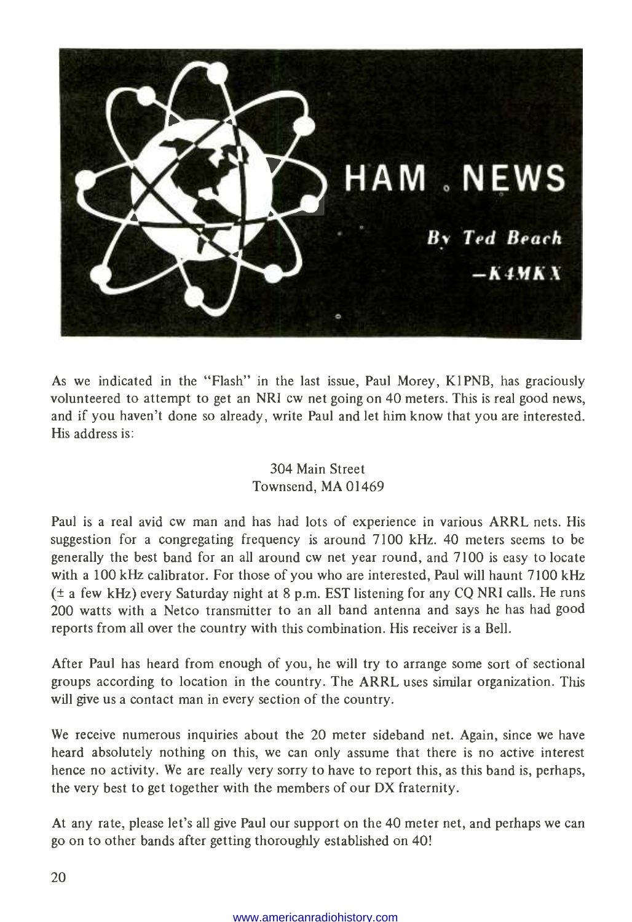# HAM NEWS

*By Ted Beach*
***—K4MKX***

As we indicated in the "Flash" in the last issue, Paul Morey, K1PNB, has graciously volunteered to attempt to get an NRI cw net going on 40 meters. This is real good news, and if you haven't done so already, write Paul and let him know that you are interested. His address is:

304 Main Street
Townsend, MA 01469

Paul is a real avid cw man and has had lots of experience in various ARRL nets. His suggestion for a congregating frequency is around 7100 kHz. 40 meters seems to be generally the best band for an all around cw net year round, and 7100 is easy to locate with a 100 kHz calibrator. For those of you who are interested, Paul will haunt 7100 kHz (± a few kHz) every Saturday night at 8 p.m. EST listening for any CQ NRI calls. He runs 200 watts with a Netco transmitter to an all band antenna and says he has had good reports from all over the country with this combination. His receiver is a Bell.

After Paul has heard from enough of you, he will try to arrange some sort of sectional groups according to location in the country. The ARRL uses similar organization. This will give us a contact man in every section of the country.

We receive numerous inquiries about the 20 meter sideband net. Again, since we have heard absolutely nothing on this, we can only assume that there is no active interest hence no activity. We are really very sorry to have to report this, as this band is, perhaps, the very best to get together with the members of our DX fraternity.

At any rate, please let's all give Paul our support on the 40 meter net, and perhaps we can go on to other bands after getting thoroughly established on 40!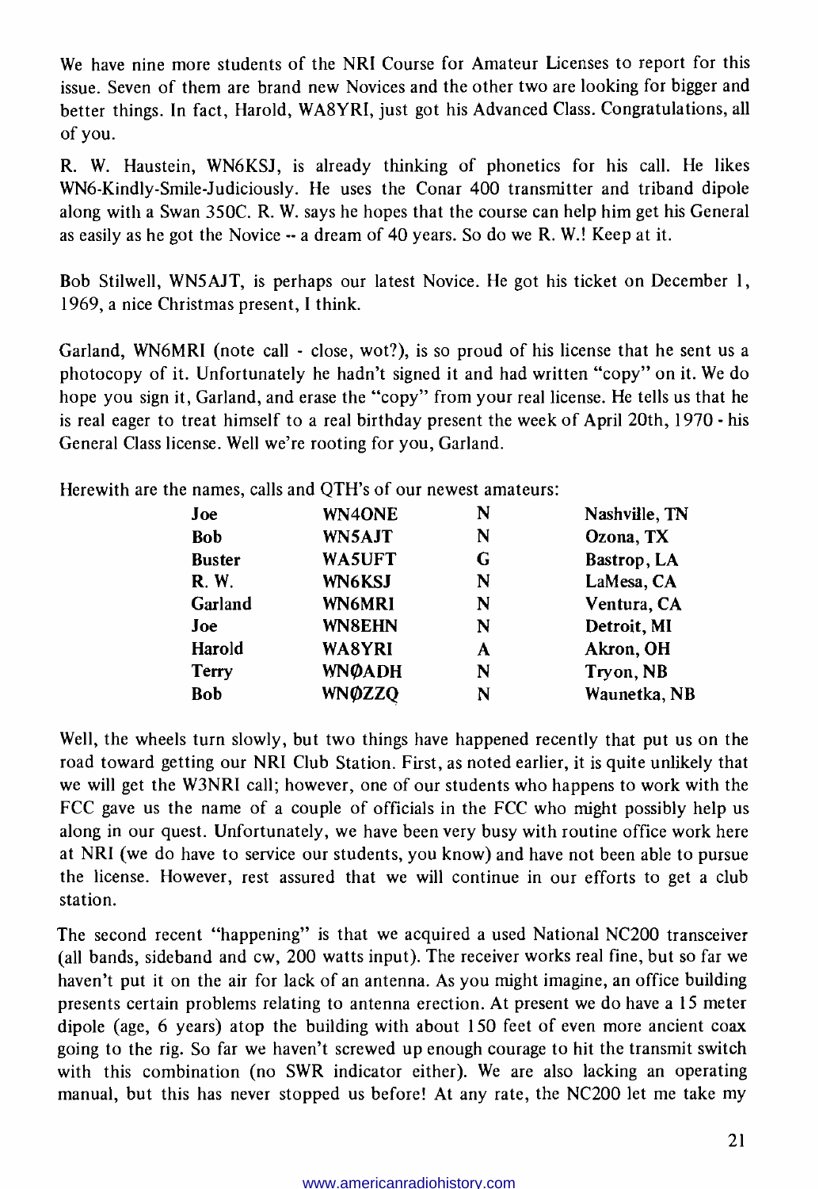We have nine more students of the NRI Course for Amateur Licenses to report for this issue. Seven of them are brand new Novices and the other two are looking for bigger and better things. In fact, Harold, WA8YRI, just got his Advanced Class. Congratulations, all of you.

R. W. Haustein, WN6KSJ, is already thinking of phonetics for his call. He likes WN6-Kindly-Smile-Judiciously. He uses the Conar 400 transmitter and triband dipole along with a Swan 350C. R. W. says he hopes that the course can help him get his General as easily as he got the Novice -- a dream of 40 years. So do we R. W.! Keep at it.

Bob Stilwell, WN5AJT, is perhaps our latest Novice. He got his ticket on December 1, 1969, a nice Christmas present, I think.

Garland, WN6MRI (note call - close, wot?), is so proud of his license that he sent us a photocopy of it. Unfortunately he hadn't signed it and had written "copy" on it. We do hope you sign it, Garland, and erase the "copy" from your real license. He tells us that he is real eager to treat himself to a real birthday present the week of April 20th, 1970 - his General Class license. Well we're rooting for you, Garland.

Herewith are the names, calls and QTH's of our newest amateurs:

| | | | |
|---|---|---|---|
| **Joe** | **WN4ONE** | **N** | **Nashville, TN** |
| **Bob** | **WN5AJT** | **N** | **Ozona, TX** |
| **Buster** | **WA5UFT** | **G** | **Bastrop, LA** |
| **R. W.** | **WN6KSJ** | **N** | **LaMesa, CA** |
| **Garland** | **WN6MRI** | **N** | **Ventura, CA** |
| **Joe** | **WN8EHN** | **N** | **Detroit, MI** |
| **Harold** | **WA8YRI** | **A** | **Akron, OH** |
| **Terry** | **WNØADH** | **N** | **Tryon, NB** |
| **Bob** | **WNØZZQ** | **N** | **Waunetka, NB** |

Well, the wheels turn slowly, but two things have happened recently that put us on the road toward getting our NRI Club Station. First, as noted earlier, it is quite unlikely that we will get the W3NRI call; however, one of our students who happens to work with the FCC gave us the name of a couple of officials in the FCC who might possibly help us along in our quest. Unfortunately, we have been very busy with routine office work here at NRI (we do have to service our students, you know) and have not been able to pursue the license. However, rest assured that we will continue in our efforts to get a club station.

The second recent "happening" is that we acquired a used National NC200 transceiver (all bands, sideband and cw, 200 watts input). The receiver works real fine, but so far we haven't put it on the air for lack of an antenna. As you might imagine, an office building presents certain problems relating to antenna erection. At present we do have a 15 meter dipole (age, 6 years) atop the building with about 150 feet of even more ancient coax going to the rig. So far we haven't screwed up enough courage to hit the transmit switch with this combination (no SWR indicator either). We are also lacking an operating manual, but this has never stopped us before! At any rate, the NC200 let me take my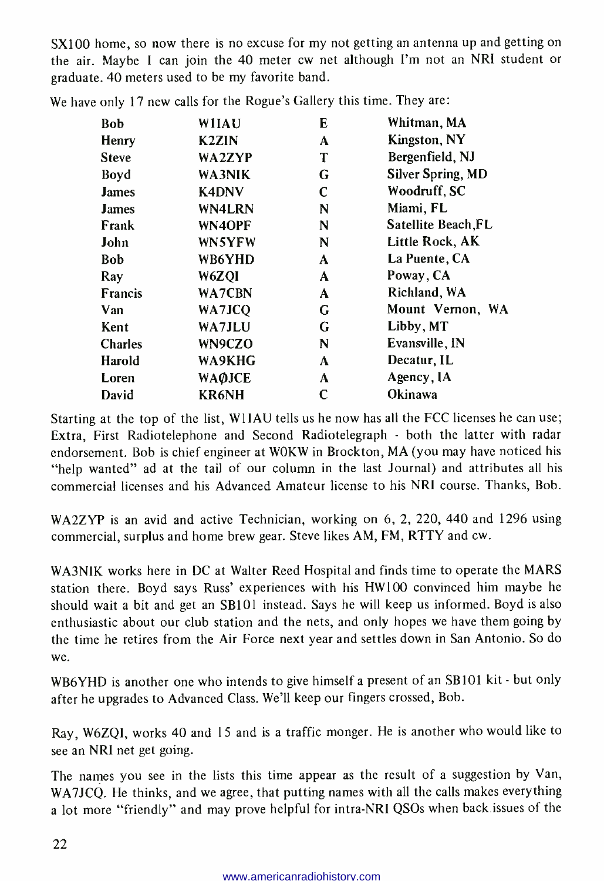SX100 home, so now there is no excuse for my not getting an antenna up and getting on the air. Maybe I can join the 40 meter cw net although I'm not an NRI student or graduate. 40 meters used to be my favorite band.

We have only 17 new calls for the Rogue's Gallery this time. They are:

| | | | |
|---|---|---|---|
| Bob | W1IAU | E | Whitman, MA |
| Henry | K2ZIN | A | Kingston, NY |
| Steve | WA2ZYP | T | Bergenfield, NJ |
| Boyd | WA3NIK | G | Silver Spring, MD |
| James | K4DNV | C | Woodruff, SC |
| James | WN4LRN | N | Miami, FL |
| Frank | WN4OPF | N | Satellite Beach,FL |
| John | WN5YFW | N | Little Rock, AK |
| Bob | WB6YHD | A | La Puente, CA |
| Ray | W6ZQI | A | Poway, CA |
| Francis | WA7CBN | A | Richland, WA |
| Van | WA7JCQ | G | Mount Vernon, WA |
| Kent | WA7JLU | G | Libby, MT |
| Charles | WN9CZO | N | Evansville, IN |
| Harold | WA9KHG | A | Decatur, IL |
| Loren | WAØJCE | A | Agency, IA |
| David | KR6NH | C | Okinawa |

Starting at the top of the list, W1IAU tells us he now has all the FCC licenses he can use; Extra, First Radiotelephone and Second Radiotelegraph - both the latter with radar endorsement. Bob is chief engineer at WOKW in Brockton, MA (you may have noticed his "help wanted" ad at the tail of our column in the last Journal) and attributes all his commercial licenses and his Advanced Amateur license to his NRI course. Thanks, Bob.

WA2ZYP is an avid and active Technician, working on 6, 2, 220, 440 and 1296 using commercial, surplus and home brew gear. Steve likes AM, FM, RTTY and cw.

WA3NIK works here in DC at Walter Reed Hospital and finds time to operate the MARS station there. Boyd says Russ' experiences with his HW100 convinced him maybe he should wait a bit and get an SB101 instead. Says he will keep us informed. Boyd is also enthusiastic about our club station and the nets, and only hopes we have them going by the time he retires from the Air Force next year and settles down in San Antonio. So do we.

WB6YHD is another one who intends to give himself a present of an SB101 kit - but only after he upgrades to Advanced Class. We'll keep our fingers crossed, Bob.

Ray, W6ZQI, works 40 and 15 and is a traffic monger. He is another who would like to see an NRI net get going.

The names you see in the lists this time appear as the result of a suggestion by Van, WA7JCQ. He thinks, and we agree, that putting names with all the calls makes everything a lot more "friendly" and may prove helpful for intra-NRI QSOs when back issues of the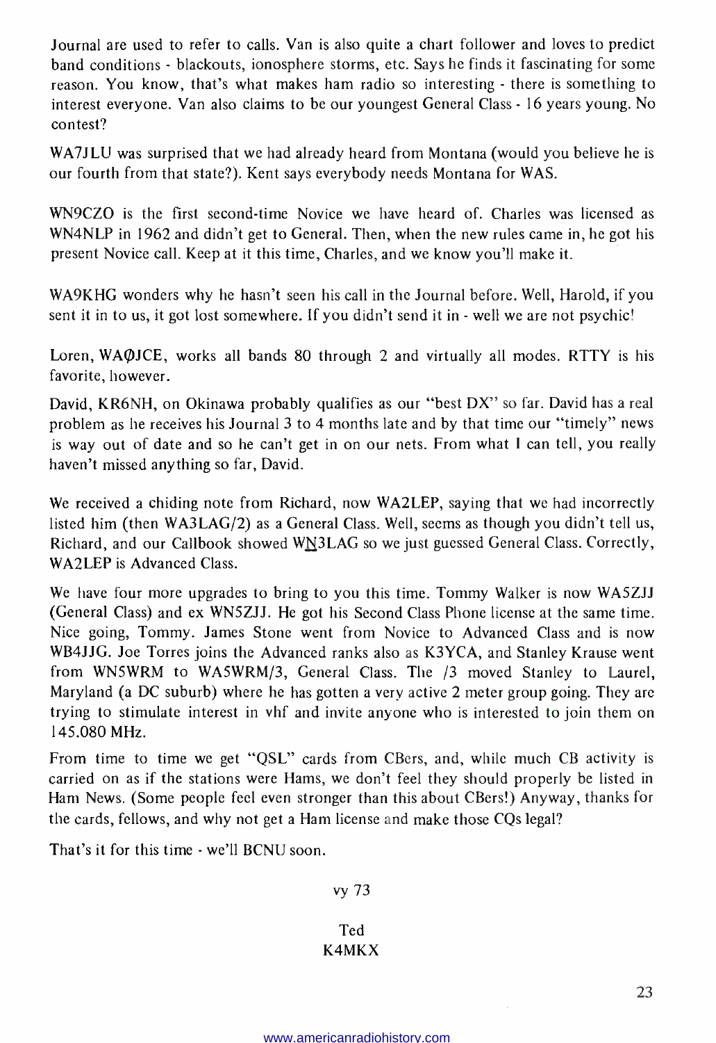Journal are used to refer to calls. Van is also quite a chart follower and loves to predict band conditions - blackouts, ionosphere storms, etc. Says he finds it fascinating for some reason. You know, that's what makes ham radio so interesting - there is something to interest everyone. Van also claims to be our youngest General Class - 16 years young. No contest?

WA7JLU was surprised that we had already heard from Montana (would you believe he is our fourth from that state?). Kent says everybody needs Montana for WAS.

WN9CZO is the first second-time Novice we have heard of. Charles was licensed as WN4NLP in 1962 and didn't get to General. Then, when the new rules came in, he got his present Novice call. Keep at it this time, Charles, and we know you'll make it.

WA9KHG wonders why he hasn't seen his call in the Journal before. Well, Harold, if you sent it in to us, it got lost somewhere. If you didn't send it in - well we are not psychic!

Loren, WAØJCE, works all bands 80 through 2 and virtually all modes. RTTY is his favorite, however.

David, KR6NH, on Okinawa probably qualifies as our "best DX" so far. David has a real problem as he receives his Journal 3 to 4 months late and by that time our "timely" news is way out of date and so he can't get in on our nets. From what I can tell, you really haven't missed anything so far, David.

We received a chiding note from Richard, now WA2LEP, saying that we had incorrectly listed him (then WA3LAG/2) as a General Class. Well, seems as though you didn't tell us, Richard, and our Callbook showed W<u>N</u>3LAG so we just guessed General Class. Correctly, WA2LEP is Advanced Class.

We have four more upgrades to bring to you this time. Tommy Walker is now WA5ZJJ (General Class) and ex WN5ZJJ. He got his Second Class Phone license at the same time. Nice going, Tommy. James Stone went from Novice to Advanced Class and is now WB4JJG. Joe Torres joins the Advanced ranks also as K3YCA, and Stanley Krause went from WN5WRM to WA5WRM/3, General Class. The /3 moved Stanley to Laurel, Maryland (a DC suburb) where he has gotten a very active 2 meter group going. They are trying to stimulate interest in vhf and invite anyone who is interested to join them on 145.080 MHz.

From time to time we get "QSL" cards from CBers, and, while much CB activity is carried on as if the stations were Hams, we don't feel they should properly be listed in Ham News. (Some people feel even stronger than this about CBers!) Anyway, thanks for the cards, fellows, and why not get a Ham license and make those CQs legal?

That's it for this time - we'll BCNU soon.

vy 73

Ted
K4MKX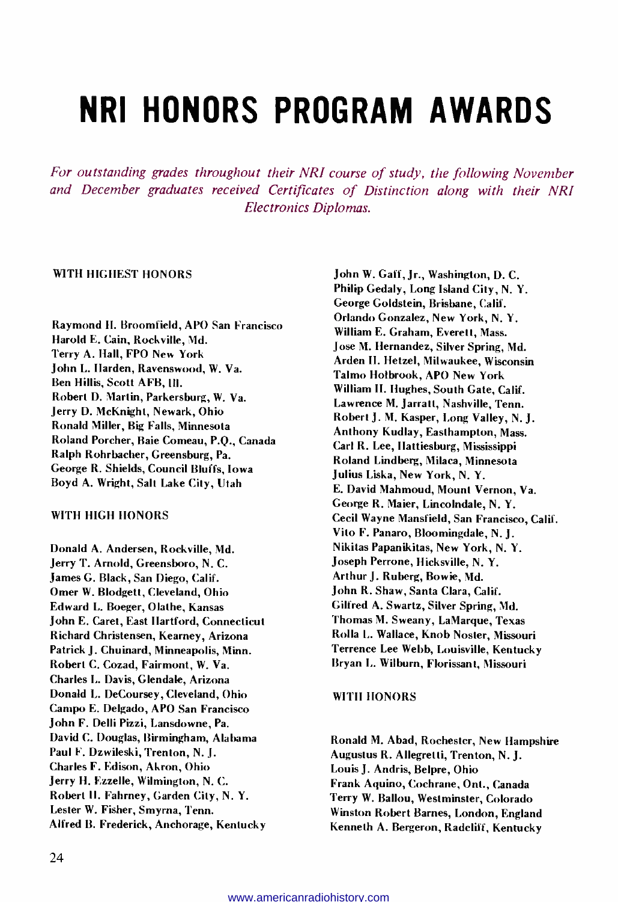# NRI HONORS PROGRAM AWARDS

*For outstanding grades throughout their NRI course of study, the following November and December graduates received Certificates of Distinction along with their NRI Electronics Diplomas.*

## WITH HIGHEST HONORS

Raymond H. Broomfield, APO San Francisco
Harold E. Cain, Rockville, Md.
Terry A. Hall, FPO New York
John L. Harden, Ravenswood, W. Va.
Ben Hillis, Scott AFB, Ill.
Robert D. Martin, Parkersburg, W. Va.
Jerry D. McKnight, Newark, Ohio
Ronald Miller, Big Falls, Minnesota
Roland Porcher, Baie Comeau, P.Q., Canada
Ralph Rohrbacher, Greensburg, Pa.
George R. Shields, Council Bluffs, Iowa
Boyd A. Wright, Salt Lake City, Utah

## WITH HIGH HONORS

Donald A. Andersen, Rockville, Md.
Jerry T. Arnold, Greensboro, N. C.
James G. Black, San Diego, Calif.
Omer W. Blodgett, Cleveland, Ohio
Edward L. Boeger, Olathe, Kansas
John E. Caret, East Hartford, Connecticut
Richard Christensen, Kearney, Arizona
Patrick J. Chuinard, Minneapolis, Minn.
Robert C. Cozad, Fairmont, W. Va.
Charles L. Davis, Glendale, Arizona
Donald L. DeCoursey, Cleveland, Ohio
Campo E. Delgado, APO San Francisco
John F. Delli Pizzi, Lansdowne, Pa.
David C. Douglas, Birmingham, Alabama
Paul F. Dzwileski, Trenton, N. J.
Charles F. Edison, Akron, Ohio
Jerry H. Ezzelle, Wilmington, N. C.
Robert H. Fahrney, Garden City, N. Y.
Lester W. Fisher, Smyrna, Tenn.
Alfred B. Frederick, Anchorage, Kentucky
John W. Gaff, Jr., Washington, D. C.
Philip Gedaly, Long Island City, N. Y.
George Goldstein, Brisbane, Calif.
Orlando Gonzalez, New York, N. Y.
William E. Graham, Everett, Mass.
Jose M. Hernandez, Silver Spring, Md.
Arden H. Hetzel, Milwaukee, Wisconsin
Talmo Holbrook, APO New York
William H. Hughes, South Gate, Calif.
Lawrence M. Jarratt, Nashville, Tenn.
Robert J. M. Kasper, Long Valley, N. J.
Anthony Kudlay, Easthampton, Mass.
Carl R. Lee, Hattiesburg, Mississippi
Roland Lindberg, Milaca, Minnesota
Julius Liska, New York, N. Y.
E. David Mahmoud, Mount Vernon, Va.
George R. Maier, Lincolndale, N. Y.
Cecil Wayne Mansfield, San Francisco, Calif.
Vito F. Panaro, Bloomingdale, N. J.
Nikitas Papanikitas, New York, N. Y.
Joseph Perrone, Hicksville, N. Y.
Arthur J. Ruberg, Bowie, Md.
John R. Shaw, Santa Clara, Calif.
Gilfred A. Swartz, Silver Spring, Md.
Thomas M. Sweany, LaMarque, Texas
Rolla L. Wallace, Knob Noster, Missouri
Terrence Lee Webb, Louisville, Kentucky
Bryan L. Wilburn, Florissant, Missouri

## WITH HONORS

Ronald M. Abad, Rochester, New Hampshire
Augustus R. Allegretti, Trenton, N. J.
Louis J. Andris, Belpre, Ohio
Frank Aquino, Cochrane, Ont., Canada
Terry W. Ballou, Westminster, Colorado
Winston Robert Barnes, London, England
Kenneth A. Bergeron, Radcliff, Kentucky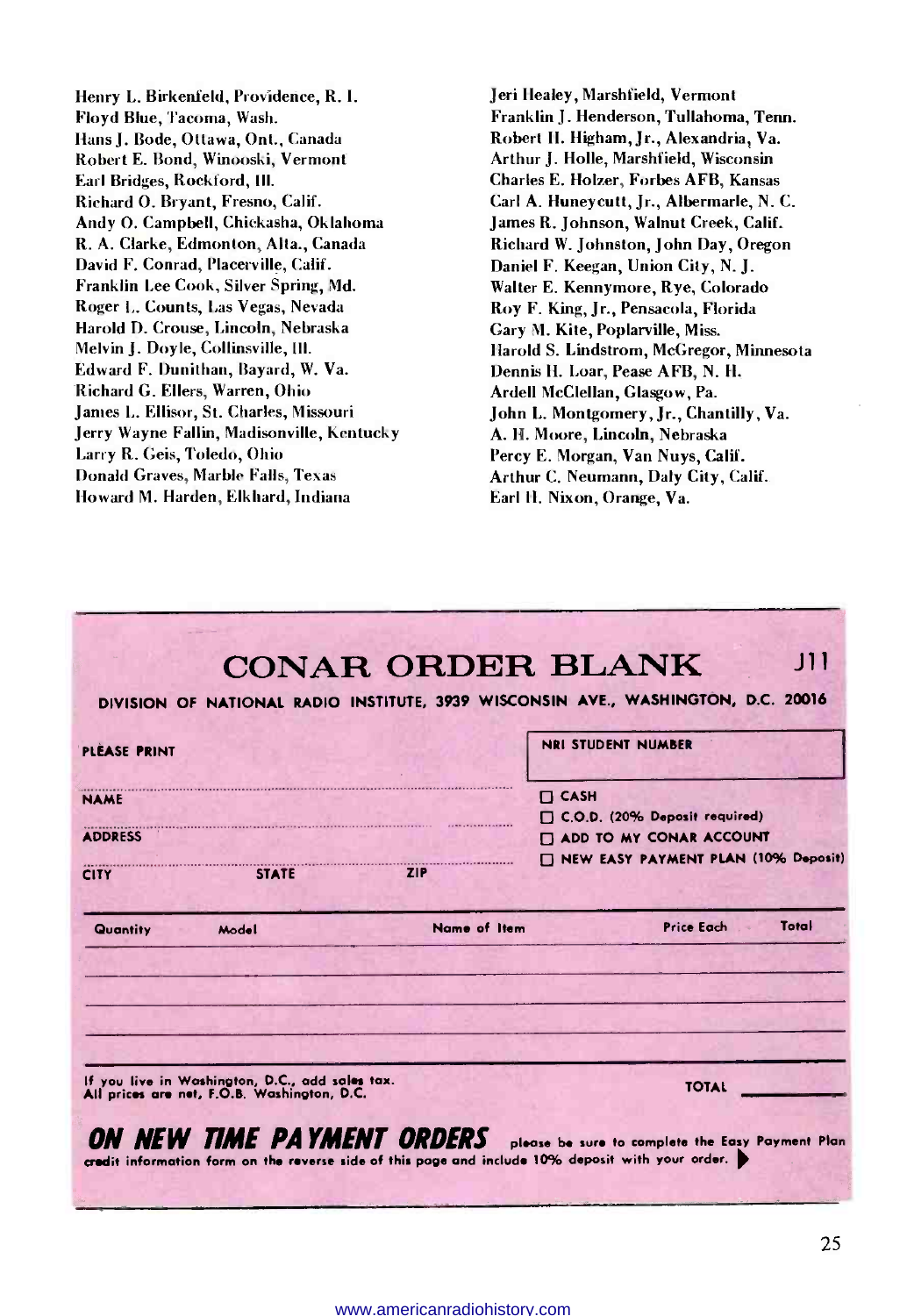Henry L. Birkenfeld, Providence, R. I.
Floyd Blue, Tacoma, Wash.
Hans J. Bode, Ottawa, Ont., Canada
Robert E. Bond, Winooski, Vermont
Earl Bridges, Rockford, Ill.
Richard O. Bryant, Fresno, Calif.
Andy O. Campbell, Chickasha, Oklahoma
R. A. Clarke, Edmonton, Alta., Canada
David F. Conrad, Placerville, Calif.
Franklin Lee Cook, Silver Spring, Md.
Roger L. Counts, Las Vegas, Nevada
Harold D. Crouse, Lincoln, Nebraska
Melvin J. Doyle, Collinsville, Ill.
Edward F. Dunithan, Bayard, W. Va.
Richard G. Ellers, Warren, Ohio
James L. Ellisor, St. Charles, Missouri
Jerry Wayne Fallin, Madisonville, Kentucky
Larry R. Geis, Toledo, Ohio
Donald Graves, Marble Falls, Texas
Howard M. Harden, Elkhard, Indiana
Jeri Healey, Marshfield, Vermont
Franklin J. Henderson, Tullahoma, Tenn.
Robert H. Higham, Jr., Alexandria, Va.
Arthur J. Holle, Marshfield, Wisconsin
Charles E. Holzer, Forbes AFB, Kansas
Carl A. Huneycutt, Jr., Albermarle, N. C.
James R. Johnson, Walnut Creek, Calif.
Richard W. Johnston, John Day, Oregon
Daniel F. Keegan, Union City, N. J.
Walter E. Kennymore, Rye, Colorado
Roy F. King, Jr., Pensacola, Florida
Gary M. Kite, Poplarville, Miss.
Harold S. Lindstrom, McGregor, Minnesota
Dennis H. Loar, Pease AFB, N. H.
Ardell McClellan, Glasgow, Pa.
John L. Montgomery, Jr., Chantilly, Va.
A. H. Moore, Lincoln, Nebraska
Percy E. Morgan, Van Nuys, Calif.
Arthur C. Neumann, Daly City, Calif.
Earl H. Nixon, Orange, Va.

# CONAR ORDER BLANK

J11

**DIVISION OF NATIONAL RADIO INSTITUTE, 3939 WISCONSIN AVE., WASHINGTON, D.C. 20016**

PLEASE PRINT

NRI STUDENT NUMBER

NAME ..............................................

ADDRESS ..............................................

CITY .............. STATE .............. ZIP ..............

☐ CASH
☐ C.O.D. (20% Deposit required)
☐ ADD TO MY CONAR ACCOUNT
☐ NEW EASY PAYMENT PLAN (10% Deposit)

| Quantity | Model | Name of Item | Price Each | Total |
|---|---|---|---|---|
| | | | | |
| | | | | |
| | | | | |
| | | | | |

If you live in Washington, D.C., add sales tax.
All prices are net, F.O.B. Washington, D.C.

TOTAL ____________

***ON NEW TIME PAYMENT ORDERS*** please be sure to complete the Easy Payment Plan credit information form on the reverse side of this page and include 10% deposit with your order. ▶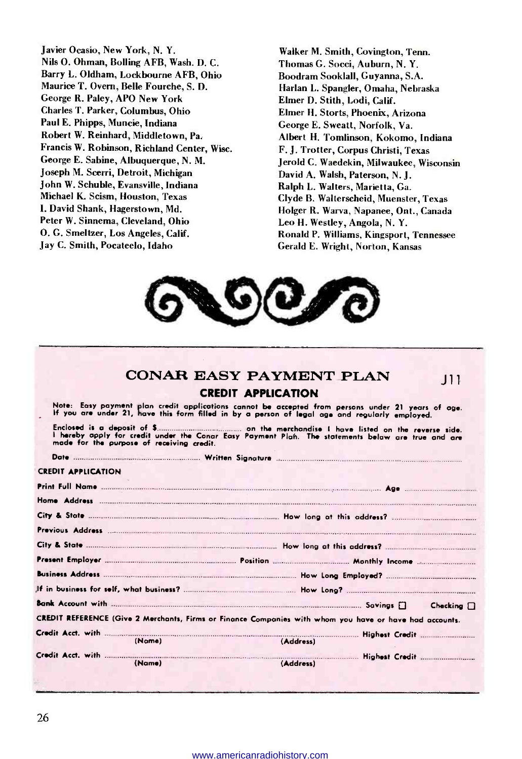Javier Ocasio, New York, N. Y.
Nils O. Ohman, Bolling AFB, Wash. D. C.
Barry L. Oldham, Lockbourne AFB, Ohio
Maurice T. Overn, Belle Fourche, S. D.
George R. Paley, APO New York
Charles T. Parker, Columbus, Ohio
Paul E. Phipps, Muncie, Indiana
Robert W. Reinhard, Middletown, Pa.
Francis W. Robinson, Richland Center, Wisc.
George E. Sabine, Albuquerque, N. M.
Joseph M. Scerri, Detroit, Michigan
John W. Schuble, Evansville, Indiana
Michael K. Scism, Houston, Texas
I. David Shank, Hagerstown, Md.
Peter W. Sinnema, Cleveland, Ohio
O. G. Smeltzer, Los Angeles, Calif.
Jay C. Smith, Pocateelo, Idaho
Walker M. Smith, Covington, Tenn.
Thomas G. Socci, Auburn, N. Y.
Boodram Sooklall, Guyanna, S.A.
Harlan L. Spangler, Omaha, Nebraska
Elmer D. Stith, Lodi, Calif.
Elmer H. Storts, Phoenix, Arizona
George E. Sweatt, Norfolk, Va.
Albert H. Tomlinson, Kokomo, Indiana
F. J. Trotter, Corpus Christi, Texas
Jerold C. Waedekin, Milwaukee, Wisconsin
David A. Walsh, Paterson, N. J.
Ralph L. Walters, Marietta, Ga.
Clyde B. Walterscheid, Muenster, Texas
Holger R. Warva, Napanee, Ont., Canada
Leo H. Westley, Angola, N. Y.
Ronald P. Williams, Kingsport, Tennessee
Gerald E. Wright, Norton, Kansas

---

## CONAR EASY PAYMENT PLAN

J11

### CREDIT APPLICATION

Note: Easy payment plan credit applications cannot be accepted from persons under 21 years of age. If you are under 21, have this form filled in by a person of legal age and regularly employed.

Enclosed is a deposit of $.................................. on the merchandise I have listed on the reverse side. I hereby apply for credit under the Conar Easy Payment Plan. The statements below are true and are made for the purpose of receiving credit.

Date .................................................. Written Signature ..................................................

**CREDIT APPLICATION**

Print Full Name .................................................. Age ..................

Home Address ..................................................

City & State .................................................. How long at this address? ..................

Previous Address ..................................................

City & State .................................................. How long at this address? ..................

Present Employer .................................. Position .................................. Monthly Income ..................

Business Address .................................................. How Long Employed? ..................

If in business for self, what business? .................................................. How Long? ..................

Bank Account with .................................................. Savings ☐ Checking ☐

CREDIT REFERENCE (Give 2 Merchants, Firms or Finance Companies with whom you have or have had accounts.

Credit Acct. with .................................................. Highest Credit ..................
(Name) (Address)

Credit Acct. with .................................................. Highest Credit ..................
(Name) (Address)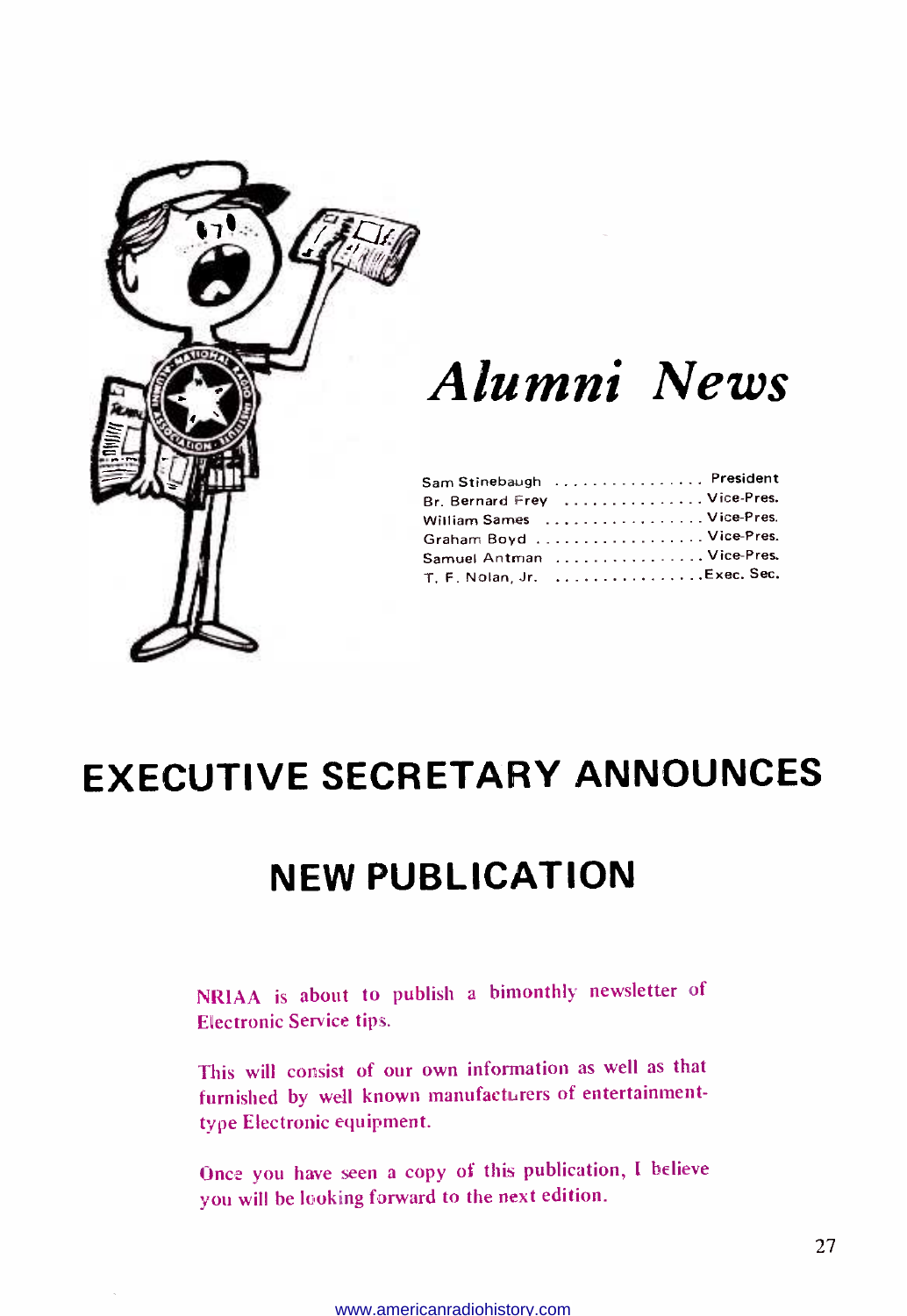# *Alumni News*

| | |
|---|---|
| Sam Stinebaugh | President |
| Br. Bernard Frey | Vice-Pres. |
| William Sames | Vice-Pres. |
| Graham Boyd | Vice-Pres. |
| Samuel Antman | Vice-Pres. |
| T. F. Nolan, Jr. | Exec. Sec. |

# EXECUTIVE SECRETARY ANNOUNCES

## NEW PUBLICATION

NRIAA is about to publish a bimonthly newsletter of Electronic Service tips.

This will consist of our own information as well as that furnished by well known manufacturers of entertainment-type Electronic equipment.

Once you have seen a copy of this publication, I believe you will be looking forward to the next edition.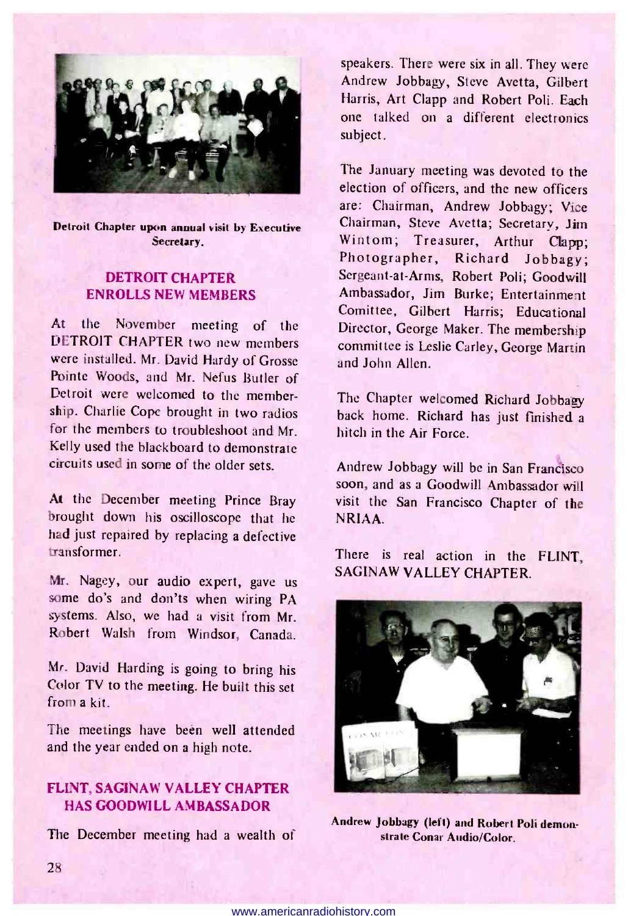Detroit Chapter upon annual visit by Executive Secretary.

## DETROIT CHAPTER ENROLLS NEW MEMBERS

At the November meeting of the DETROIT CHAPTER two new members were installed. Mr. David Hardy of Grosse Pointe Woods, and Mr. Nefus Butler of Detroit were welcomed to the membership. Charlie Cope brought in two radios for the members to troubleshoot and Mr. Kelly used the blackboard to demonstrate circuits used in some of the older sets.

At the December meeting Prince Bray brought down his oscilloscope that he had just repaired by replacing a defective transformer.

Mr. Nagey, our audio expert, gave us some do's and don'ts when wiring PA systems. Also, we had a visit from Mr. Robert Walsh from Windsor, Canada.

Mr. David Harding is going to bring his Color TV to the meeting. He built this set from a kit.

The meetings have been well attended and the year ended on a high note.

## FLINT, SAGINAW VALLEY CHAPTER HAS GOODWILL AMBASSADOR

The December meeting had a wealth of speakers. There were six in all. They were Andrew Jobbagy, Steve Avetta, Gilbert Harris, Art Clapp and Robert Poli. Each one talked on a different electronics subject.

The January meeting was devoted to the election of officers, and the new officers are: Chairman, Andrew Jobbagy; Vice Chairman, Steve Avetta; Secretary, Jim Wintom; Treasurer, Arthur Clapp; Photographer, Richard Jobbagy; Sergeant-at-Arms, Robert Poli; Goodwill Ambassador, Jim Burke; Entertainment Comittee, Gilbert Harris; Educational Director, George Maker. The membership committee is Leslie Carley, George Martin and John Allen.

The Chapter welcomed Richard Jobbagy back home. Richard has just finished a hitch in the Air Force.

Andrew Jobbagy will be in San Francisco soon, and as a Goodwill Ambassador will visit the San Francisco Chapter of the NRIAA.

There is real action in the FLINT, SAGINAW VALLEY CHAPTER.

Andrew Jobbagy (left) and Robert Poli demonstrate Conar Audio/Color.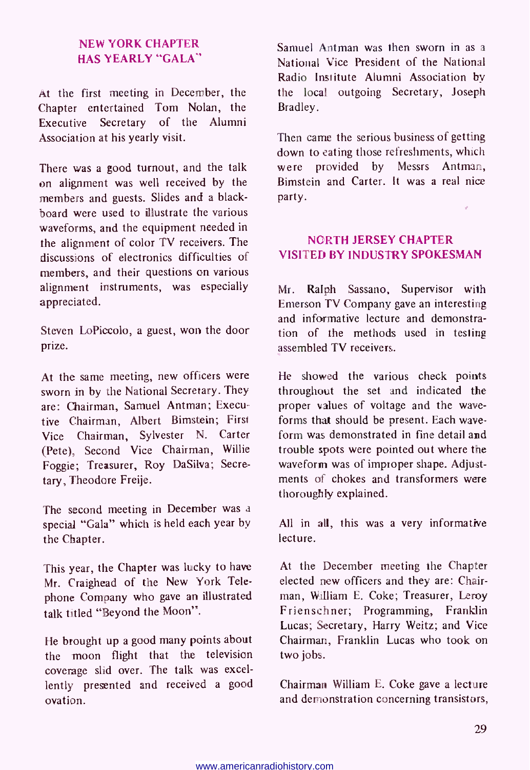## NEW YORK CHAPTER HAS YEARLY "GALA"

At the first meeting in December, the Chapter entertained Tom Nolan, the Executive Secretary of the Alumni Association at his yearly visit.

There was a good turnout, and the talk on alignment was well received by the members and guests. Slides and a blackboard were used to illustrate the various waveforms, and the equipment needed in the alignment of color TV receivers. The discussions of electronics difficulties of members, and their questions on various alignment instruments, was especially appreciated.

Steven LoPiccolo, a guest, won the door prize.

At the same meeting, new officers were sworn in by the National Secretary. They are: Chairman, Samuel Antman; Executive Chairman, Albert Bimstein; First Vice Chairman, Sylvester N. Carter (Pete), Second Vice Chairman, Willie Foggie; Treasurer, Roy DaSilva; Secretary, Theodore Freije.

The second meeting in December was a special "Gala" which is held each year by the Chapter.

This year, the Chapter was lucky to have Mr. Craighead of the New York Telephone Company who gave an illustrated talk titled "Beyond the Moon".

He brought up a good many points about the moon flight that the television coverage slid over. The talk was excellently presented and received a good ovation.

Samuel Antman was then sworn in as a National Vice President of the National Radio Institute Alumni Association by the local outgoing Secretary, Joseph Bradley.

Then came the serious business of getting down to eating those refreshments, which were provided by Messrs Antman, Bimstein and Carter. It was a real nice party.

## NORTH JERSEY CHAPTER VISITED BY INDUSTRY SPOKESMAN

Mr. Ralph Sassano, Supervisor with Emerson TV Company gave an interesting and informative lecture and demonstration of the methods used in testing assembled TV receivers.

He showed the various check points throughout the set and indicated the proper values of voltage and the waveforms that should be present. Each waveform was demonstrated in fine detail and trouble spots were pointed out where the waveform was of improper shape. Adjustments of chokes and transformers were thoroughly explained.

All in all, this was a very informative lecture.

At the December meeting the Chapter elected new officers and they are: Chairman, William E. Coke; Treasurer, Leroy Frienschner; Programming, Franklin Lucas; Secretary, Harry Weitz; and Vice Chairman, Franklin Lucas who took on two jobs.

Chairman William E. Coke gave a lecture and demonstration concerning transistors,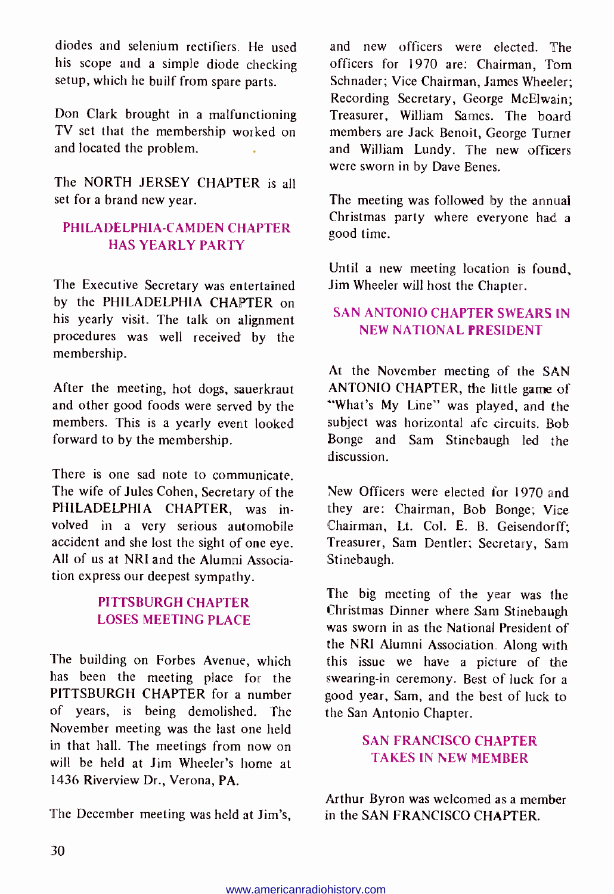diodes and selenium rectifiers. He used his scope and a simple diode checking setup, which he built from spare parts.

Don Clark brought in a malfunctioning TV set that the membership worked on and located the problem.

The NORTH JERSEY CHAPTER is all set for a brand new year.

## PHILADELPHIA-CAMDEN CHAPTER HAS YEARLY PARTY

The Executive Secretary was entertained by the PHILADELPHIA CHAPTER on his yearly visit. The talk on alignment procedures was well received by the membership.

After the meeting, hot dogs, sauerkraut and other good foods were served by the members. This is a yearly event looked forward to by the membership.

There is one sad note to communicate. The wife of Jules Cohen, Secretary of the PHILADELPHIA CHAPTER, was involved in a very serious automobile accident and she lost the sight of one eye. All of us at NRI and the Alumni Association express our deepest sympathy.

## PITTSBURGH CHAPTER LOSES MEETING PLACE

The building on Forbes Avenue, which has been the meeting place for the PITTSBURGH CHAPTER for a number of years, is being demolished. The November meeting was the last one held in that hall. The meetings from now on will be held at Jim Wheeler's home at 1436 Riverview Dr., Verona, PA.

The December meeting was held at Jim's, and new officers were elected. The officers for 1970 are: Chairman, Tom Schnader; Vice Chairman, James Wheeler; Recording Secretary, George McElwain; Treasurer, William Sames. The board members are Jack Benoit, George Turner and William Lundy. The new officers were sworn in by Dave Benes.

The meeting was followed by the annual Christmas party where everyone had a good time.

Until a new meeting location is found, Jim Wheeler will host the Chapter.

## SAN ANTONIO CHAPTER SWEARS IN NEW NATIONAL PRESIDENT

At the November meeting of the SAN ANTONIO CHAPTER, the little game of "What's My Line" was played, and the subject was horizontal afc circuits. Bob Bonge and Sam Stinebaugh led the discussion.

New Officers were elected for 1970 and they are: Chairman, Bob Bonge; Vice Chairman, Lt. Col. E. B. Geisendorff; Treasurer, Sam Dentler; Secretary, Sam Stinebaugh.

The big meeting of the year was the Christmas Dinner where Sam Stinebaugh was sworn in as the National President of the NRI Alumni Association. Along with this issue we have a picture of the swearing-in ceremony. Best of luck for a good year, Sam, and the best of luck to the San Antonio Chapter.

## SAN FRANCISCO CHAPTER TAKES IN NEW MEMBER

Arthur Byron was welcomed as a member in the SAN FRANCISCO CHAPTER.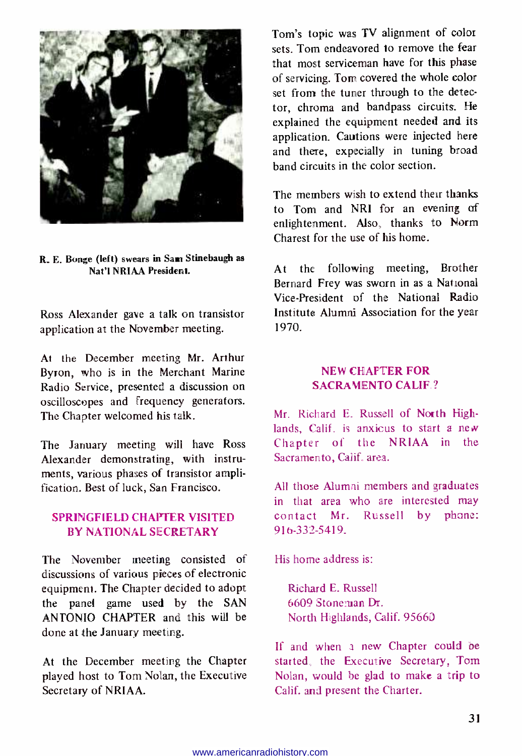R. E. Bonge (left) swears in Sam Stinebaugh as Nat'l NRIAA President.

Ross Alexander gave a talk on transistor application at the November meeting.

At the December meeting Mr. Arthur Byron, who is in the Merchant Marine Radio Service, presented a discussion on oscilloscopes and frequency generators. The Chapter welcomed his talk.

The January meeting will have Ross Alexander demonstrating, with instruments, various phases of transistor amplification. Best of luck, San Francisco.

## SPRINGFIELD CHAPTER VISITED BY NATIONAL SECRETARY

The November meeting consisted of discussions of various pieces of electronic equipment. The Chapter decided to adopt the panel game used by the SAN ANTONIO CHAPTER and this will be done at the January meeting.

At the December meeting the Chapter played host to Tom Nolan, the Executive Secretary of NRIAA.

Tom's topic was TV alignment of color sets. Tom endeavored to remove the fear that most serviceman have for this phase of servicing. Tom covered the whole color set from the tuner through to the detector, chroma and bandpass circuits. He explained the equipment needed and its application. Cautions were injected here and there, expecially in tuning broad band circuits in the color section.

The members wish to extend their thanks to Tom and NRI for an evening of enlightenment. Also, thanks to Norm Charest for the use of his home.

At the following meeting, Brother Bernard Frey was sworn in as a National Vice-President of the National Radio Institute Alumni Association for the year 1970.

## NEW CHAPTER FOR SACRAMENTO CALIF.?

Mr. Richard E. Russell of North Highlands, Calif. is anxious to start a new Chapter of the NRIAA in the Sacramento, Calif. area.

All those Alumni members and graduates in that area who are interested may contact Mr. Russell by phone: 916-332-5419.

His home address is:

Richard E. Russell
6609 Stoneman Dr.
North Highlands, Calif. 95660

If and when a new Chapter could be started, the Executive Secretary, Tom Nolan, would be glad to make a trip to Calif. and present the Charter.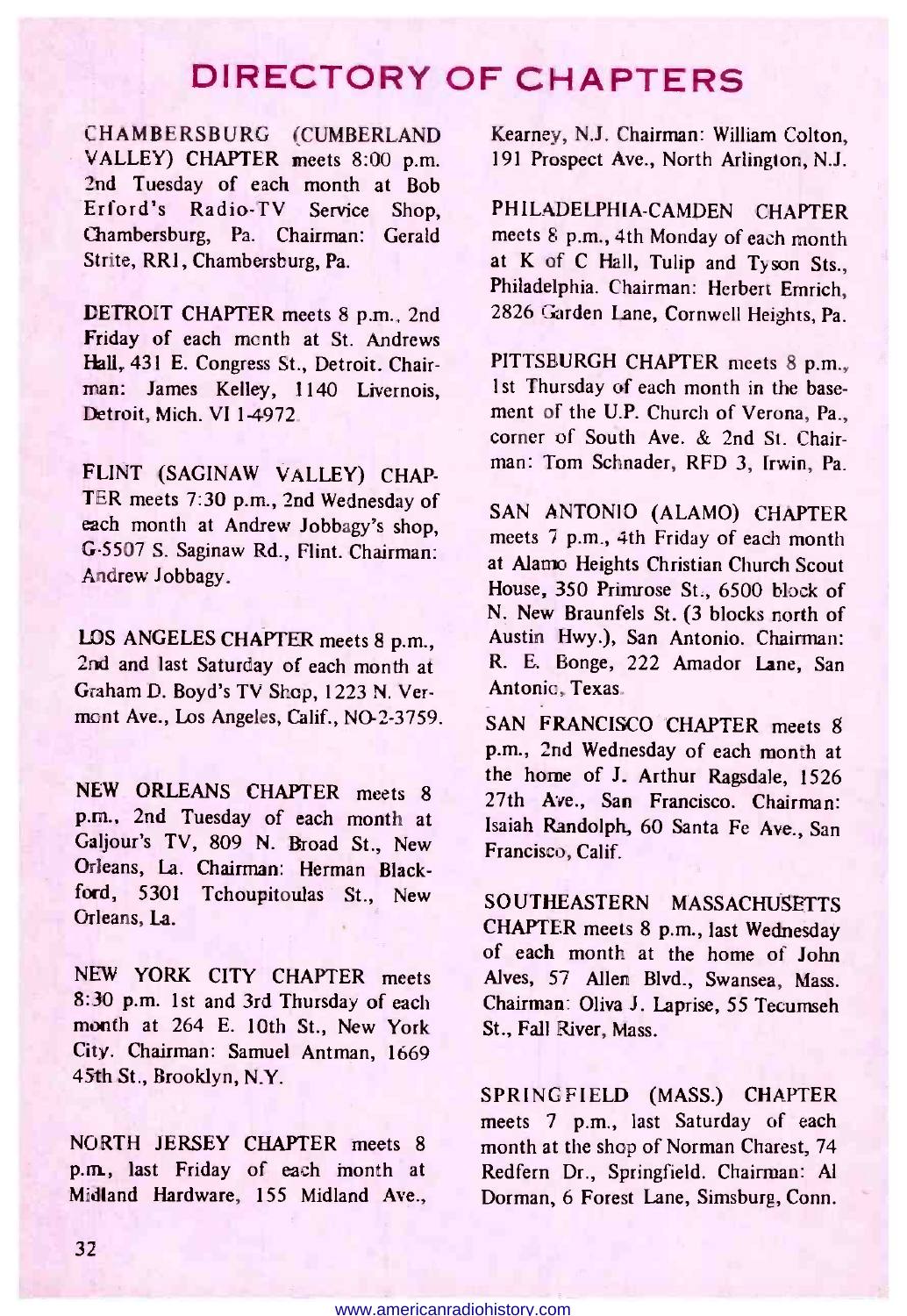# DIRECTORY OF CHAPTERS

CHAMBERSBURG (CUMBERLAND VALLEY) CHAPTER meets 8:00 p.m. 2nd Tuesday of each month at Bob Erford's Radio-TV Service Shop, Chambersburg, Pa. Chairman: Gerald Strite, RR1, Chambersburg, Pa.

DETROIT CHAPTER meets 8 p.m., 2nd Friday of each month at St. Andrews Hall, 431 E. Congress St., Detroit. Chairman: James Kelley, 1140 Livernois, Detroit, Mich. VI 1-4972.

FLINT (SAGINAW VALLEY) CHAPTER meets 7:30 p.m., 2nd Wednesday of each month at Andrew Jobbagy's shop, G-5507 S. Saginaw Rd., Flint. Chairman: Andrew Jobbagy.

LOS ANGELES CHAPTER meets 8 p.m., 2nd and last Saturday of each month at Graham D. Boyd's TV Shop, 1223 N. Vermont Ave., Los Angeles, Calif., NO-2-3759.

NEW ORLEANS CHAPTER meets 8 p.m., 2nd Tuesday of each month at Galjour's TV, 809 N. Broad St., New Orleans, La. Chairman: Herman Blackford, 5301 Tchoupitoulas St., New Orleans, La.

NEW YORK CITY CHAPTER meets 8:30 p.m. 1st and 3rd Thursday of each month at 264 E. 10th St., New York City. Chairman: Samuel Antman, 1669 45th St., Brooklyn, N.Y.

NORTH JERSEY CHAPTER meets 8 p.m., last Friday of each month at Midland Hardware, 155 Midland Ave., Kearney, N.J. Chairman: William Colton, 191 Prospect Ave., North Arlington, N.J.

PHILADELPHIA-CAMDEN CHAPTER meets 8 p.m., 4th Monday of each month at K of C Hall, Tulip and Tyson Sts., Philadelphia. Chairman: Herbert Emrich, 2826 Garden Lane, Cornwell Heights, Pa.

PITTSBURGH CHAPTER meets 8 p.m., 1st Thursday of each month in the basement of the U.P. Church of Verona, Pa., corner of South Ave. & 2nd St. Chairman: Tom Schnader, RFD 3, Irwin, Pa.

SAN ANTONIO (ALAMO) CHAPTER meets 7 p.m., 4th Friday of each month at Alamo Heights Christian Church Scout House, 350 Primrose St., 6500 block of N. New Braunfels St. (3 blocks north of Austin Hwy.), San Antonio. Chairman: R. E. Bonge, 222 Amador Lane, San Antonio, Texas.

SAN FRANCISCO CHAPTER meets 8 p.m., 2nd Wednesday of each month at the home of J. Arthur Ragsdale, 1526 27th Ave., San Francisco. Chairman: Isaiah Randolph, 60 Santa Fe Ave., San Francisco, Calif.

SOUTHEASTERN MASSACHUSETTS CHAPTER meets 8 p.m., last Wednesday of each month at the home of John Alves, 57 Allen Blvd., Swansea, Mass. Chairman: Oliva J. Laprise, 55 Tecumseh St., Fall River, Mass.

SPRINGFIELD (MASS.) CHAPTER meets 7 p.m., last Saturday of each month at the shop of Norman Charest, 74 Redfern Dr., Springfield. Chairman: Al Dorman, 6 Forest Lane, Simsburg, Conn.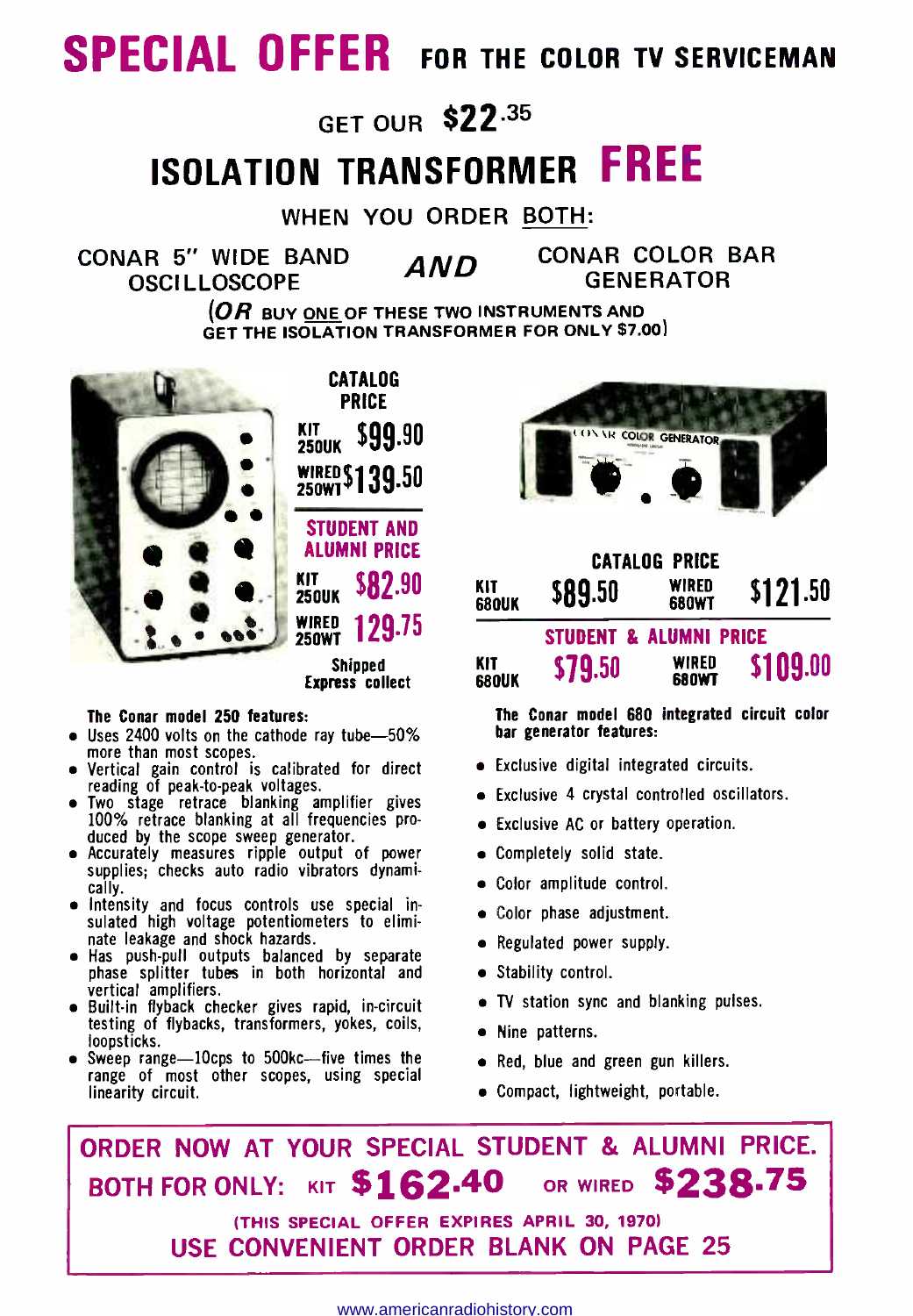# SPECIAL OFFER FOR THE COLOR TV SERVICEMAN

## GET OUR $22.35

# ISOLATION TRANSFORMER FREE

WHEN YOU ORDER BOTH:

CONAR 5" WIDE BAND OSCILLOSCOPE *AND* CONAR COLOR BAR GENERATOR

(*OR* BUY ONE OF THESE TWO INSTRUMENTS AND GET THE ISOLATION TRANSFORMER FOR ONLY $7.00)

**CATALOG PRICE**

| | |
|---|---|
| KIT 250UK | $99.90 |
| WIRED 250WT | $139.50 |

**STUDENT AND ALUMNI PRICE**

| | |
|---|---|
| KIT 250UK | $82.90 |
| WIRED 250WT | 129.75 |

Shipped Express collect

**The Conar model 250 features:**

- Uses 2400 volts on the cathode ray tube—50% more than most scopes.
- Vertical gain control is calibrated for direct reading of peak-to-peak voltages.
- Two stage retrace blanking amplifier gives 100% retrace blanking at all frequencies produced by the scope sweep generator.
- Accurately measures ripple output of power supplies; checks auto radio vibrators dynamically.
- Intensity and focus controls use special insulated high voltage potentiometers to eliminate leakage and shock hazards.
- Has push-pull outputs balanced by separate phase splitter tubes in both horizontal and vertical amplifiers.
- Built-in flyback checker gives rapid, in-circuit testing of flybacks, transformers, yokes, coils, loopsticks.
- Sweep range—10cps to 500kc—five times the range of most other scopes, using special linearity circuit.

**CATALOG PRICE**

| | | | |
|---|---|---|---|
| KIT 680UK | $89.50 | WIRED 680WT | $121.50 |

**STUDENT & ALUMNI PRICE**

| | | | |
|---|---|---|---|
| KIT 680UK | $79.50 | WIRED 680WT | $109.00 |

**The Conar model 680 integrated circuit color bar generator features:**

- Exclusive digital integrated circuits.
- Exclusive 4 crystal controlled oscillators.
- Exclusive AC or battery operation.
- Completely solid state.
- Color amplitude control.
- Color phase adjustment.
- Regulated power supply.
- Stability control.
- TV station sync and blanking pulses.
- Nine patterns.
- Red, blue and green gun killers.
- Compact, lightweight, portable.

**ORDER NOW AT YOUR SPECIAL STUDENT & ALUMNI PRICE.**

**BOTH FOR ONLY: KIT $162.40 OR WIRED $238.75**

(THIS SPECIAL OFFER EXPIRES APRIL 30, 1970)

**USE CONVENIENT ORDER BLANK ON PAGE 25**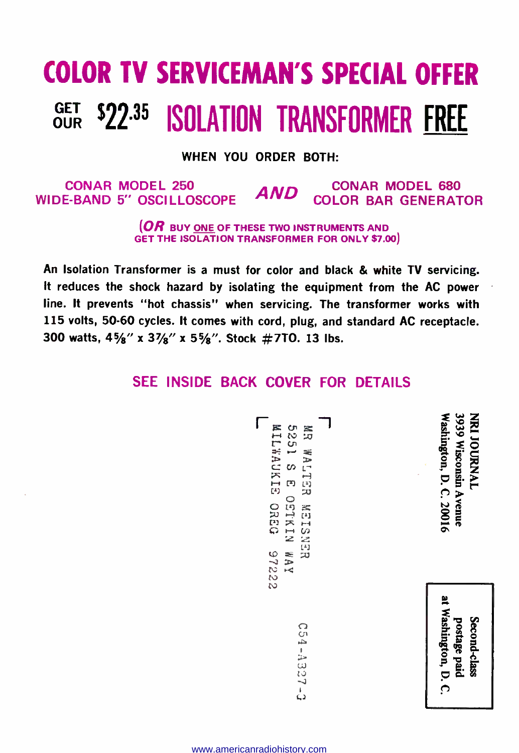# COLOR TV SERVICEMAN'S SPECIAL OFFER

## GET OUR $22.35 ISOLATION TRANSFORMER FREE

WHEN YOU ORDER BOTH:

CONAR MODEL 250 WIDE-BAND 5" OSCILLOSCOPE *AND* CONAR MODEL 680 COLOR BAR GENERATOR

(*OR* BUY ONE OF THESE TWO INSTRUMENTS AND GET THE ISOLATION TRANSFORMER FOR ONLY $7.00)

**An Isolation Transformer is a must for color and black & white TV servicing. It reduces the shock hazard by isolating the equipment from the AC power line. It prevents "hot chassis" when servicing. The transformer works with 115 volts, 50-60 cycles. It comes with cord, plug, and standard AC receptacle. 300 watts, 4⅝" x 3⅞" x 5⅝". Stock #7TO. 13 lbs.**

SEE INSIDE BACK COVER FOR DETAILS

MR WALTER MEISNER
5251 S E OSTKIN WAY
MILWAUKIE OREG 97222

C54-A327-3

**NRI JOURNAL**
**3939 Wisconsin Avenue**
**Washington, D. C. 20016**

**Second-class postage paid at Washington, D. C.**